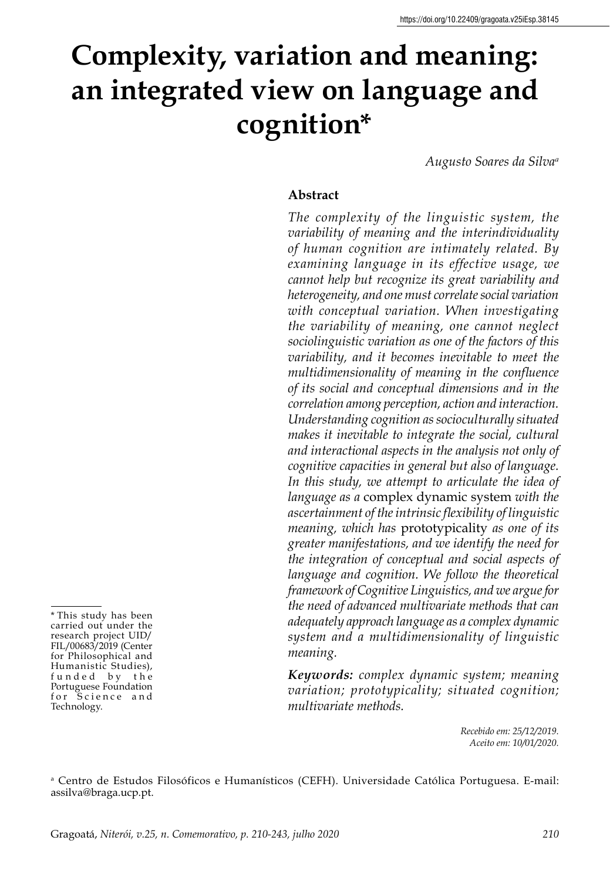https://doi.org/10.22409/gragoata.v25iEsp.38145

# Complexity, variation and meaning: an integrated view on language and cognition*

*Augusto Soares da Silva*[a]

### Abstract

*The complexity of the linguistic system, the variability of meaning and the interindividuality of human cognition are intimately related. By examining language in its effective usage, we cannot help but recognize its great variability and heterogeneity, and one must correlate social variation with conceptual variation. When investigating the variability of meaning, one cannot neglect sociolinguistic variation as one of the factors of this variability, and it becomes inevitable to meet the multidimensionality of meaning in the confluence of its social and conceptual dimensions and in the correlation among perception, action and interaction. Understanding cognition as socioculturally situated makes it inevitable to integrate the social, cultural and interactional aspects in the analysis not only of cognitive capacities in general but also of language. In this study, we attempt to articulate the idea of language as a* complex dynamic system *with the ascertainment of the intrinsic flexibility of linguistic meaning, which has* prototypicality *as one of its greater manifestations, and we identify the need for the integration of conceptual and social aspects of language and cognition. We follow the theoretical framework of Cognitive Linguistics, and we argue for the need of advanced multivariate methods that can adequately approach language as a complex dynamic system and a multidimensionality of linguistic meaning.*

***Keywords:*** *complex dynamic system; meaning variation; prototypicality; situated cognition; multivariate methods.*

*Recebido em: 25/12/2019.*
*Aceito em: 10/01/2020.*

\* This study has been carried out under the research project UID/FIL/00683/2019 (Center for Philosophical and Humanistic Studies), funded by the Portuguese Foundation for Science and Technology.

[a] Centro de Estudos Filosóficos e Humanísticos (CEFH). Universidade Católica Portuguesa. E-mail: assilva@braga.ucp.pt.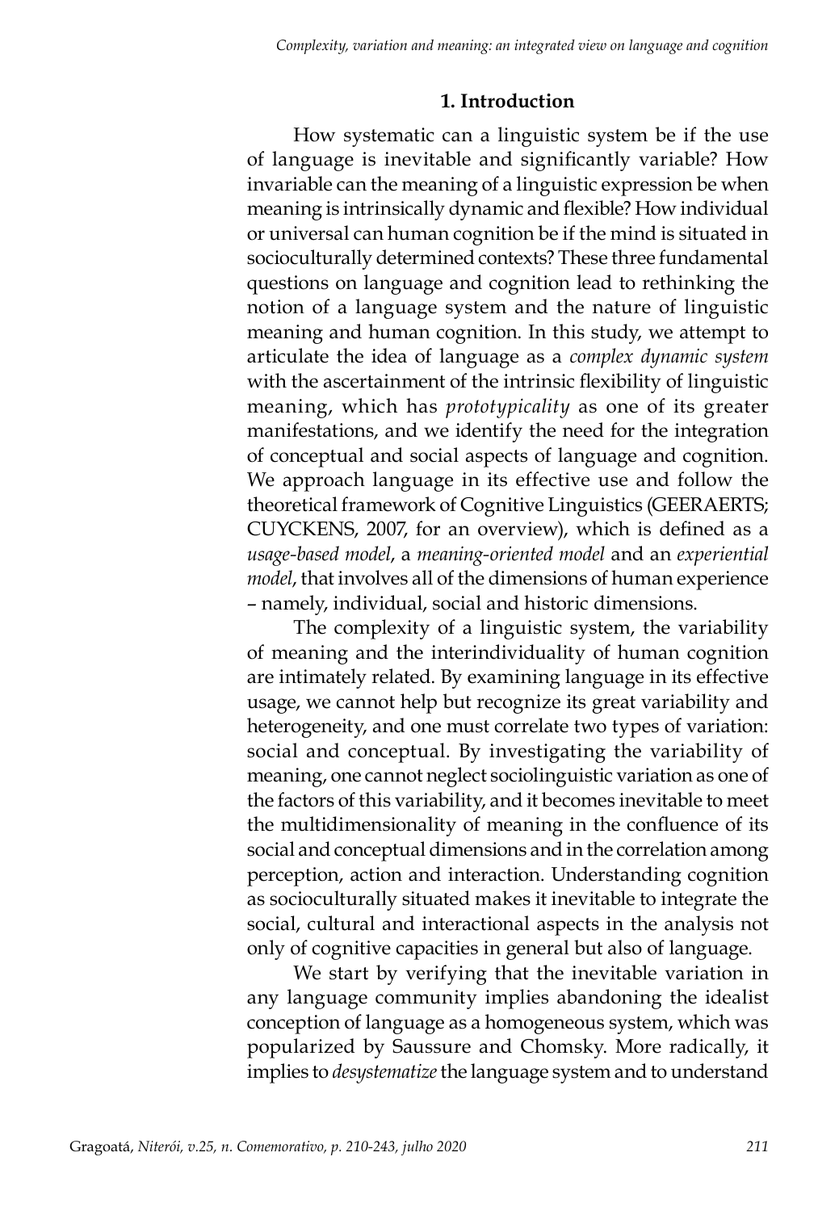## 1. Introduction

How systematic can a linguistic system be if the use of language is inevitable and significantly variable? How invariable can the meaning of a linguistic expression be when meaning is intrinsically dynamic and flexible? How individual or universal can human cognition be if the mind is situated in socioculturally determined contexts? These three fundamental questions on language and cognition lead to rethinking the notion of a language system and the nature of linguistic meaning and human cognition. In this study, we attempt to articulate the idea of language as a *complex dynamic system* with the ascertainment of the intrinsic flexibility of linguistic meaning, which has *prototypicality* as one of its greater manifestations, and we identify the need for the integration of conceptual and social aspects of language and cognition. We approach language in its effective use and follow the theoretical framework of Cognitive Linguistics (GEERAERTS; CUYCKENS, 2007, for an overview), which is defined as a *usage-based model*, a *meaning-oriented model* and an *experiential model*, that involves all of the dimensions of human experience – namely, individual, social and historic dimensions.

The complexity of a linguistic system, the variability of meaning and the interindividuality of human cognition are intimately related. By examining language in its effective usage, we cannot help but recognize its great variability and heterogeneity, and one must correlate two types of variation: social and conceptual. By investigating the variability of meaning, one cannot neglect sociolinguistic variation as one of the factors of this variability, and it becomes inevitable to meet the multidimensionality of meaning in the confluence of its social and conceptual dimensions and in the correlation among perception, action and interaction. Understanding cognition as socioculturally situated makes it inevitable to integrate the social, cultural and interactional aspects in the analysis not only of cognitive capacities in general but also of language.

We start by verifying that the inevitable variation in any language community implies abandoning the idealist conception of language as a homogeneous system, which was popularized by Saussure and Chomsky. More radically, it implies to *desystematize* the language system and to understand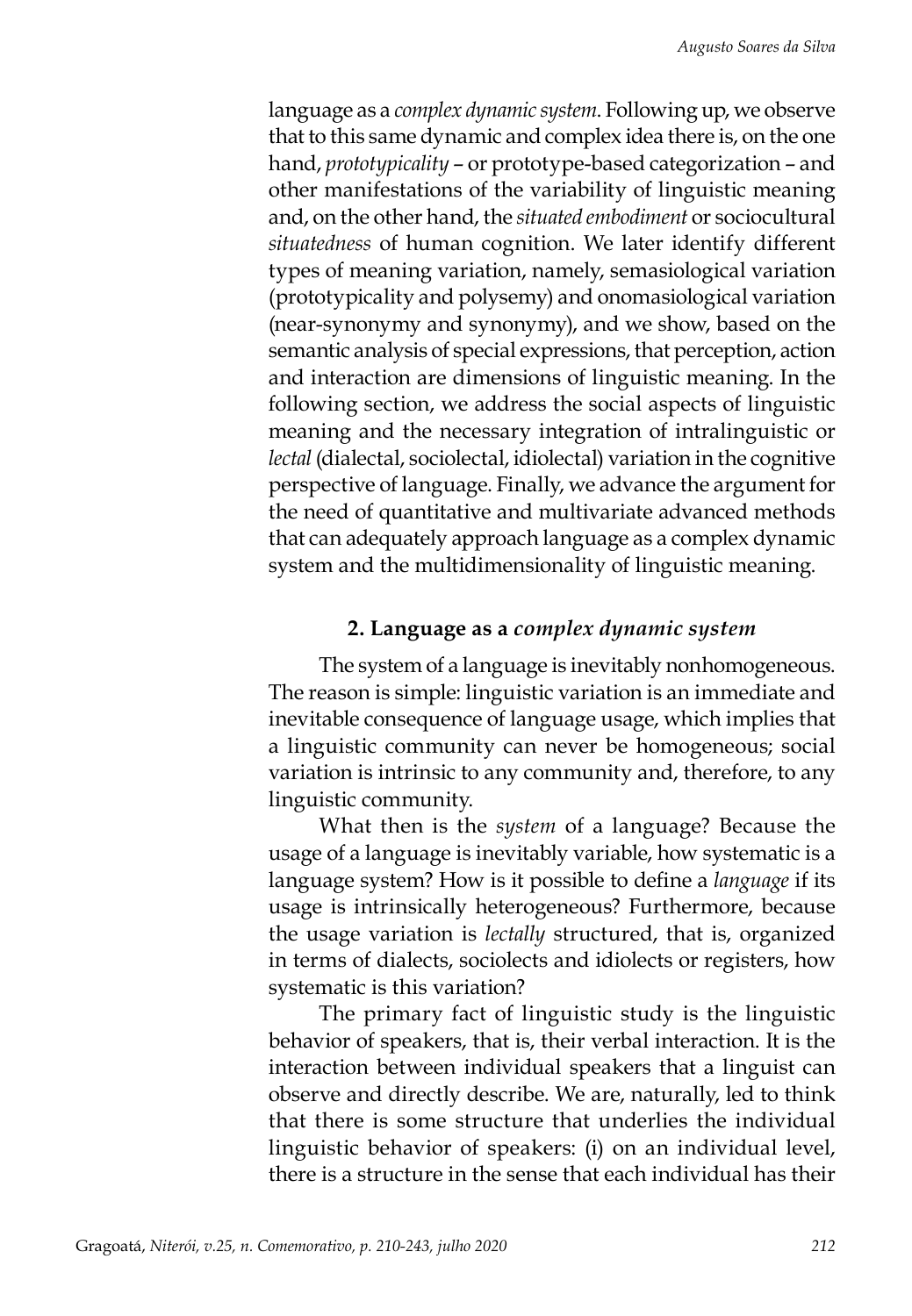language as a *complex dynamic system*. Following up, we observe that to this same dynamic and complex idea there is, on the one hand, *prototypicality* – or prototype-based categorization – and other manifestations of the variability of linguistic meaning and, on the other hand, the *situated embodiment* or sociocultural *situatedness* of human cognition. We later identify different types of meaning variation, namely, semasiological variation (prototypicality and polysemy) and onomasiological variation (near-synonymy and synonymy), and we show, based on the semantic analysis of special expressions, that perception, action and interaction are dimensions of linguistic meaning. In the following section, we address the social aspects of linguistic meaning and the necessary integration of intralinguistic or *lectal* (dialectal, sociolectal, idiolectal) variation in the cognitive perspective of language. Finally, we advance the argument for the need of quantitative and multivariate advanced methods that can adequately approach language as a complex dynamic system and the multidimensionality of linguistic meaning.

## 2. Language as a *complex dynamic system*

The system of a language is inevitably nonhomogeneous. The reason is simple: linguistic variation is an immediate and inevitable consequence of language usage, which implies that a linguistic community can never be homogeneous; social variation is intrinsic to any community and, therefore, to any linguistic community.

What then is the *system* of a language? Because the usage of a language is inevitably variable, how systematic is a language system? How is it possible to define a *language* if its usage is intrinsically heterogeneous? Furthermore, because the usage variation is *lectally* structured, that is, organized in terms of dialects, sociolects and idiolects or registers, how systematic is this variation?

The primary fact of linguistic study is the linguistic behavior of speakers, that is, their verbal interaction. It is the interaction between individual speakers that a linguist can observe and directly describe. We are, naturally, led to think that there is some structure that underlies the individual linguistic behavior of speakers: (i) on an individual level, there is a structure in the sense that each individual has their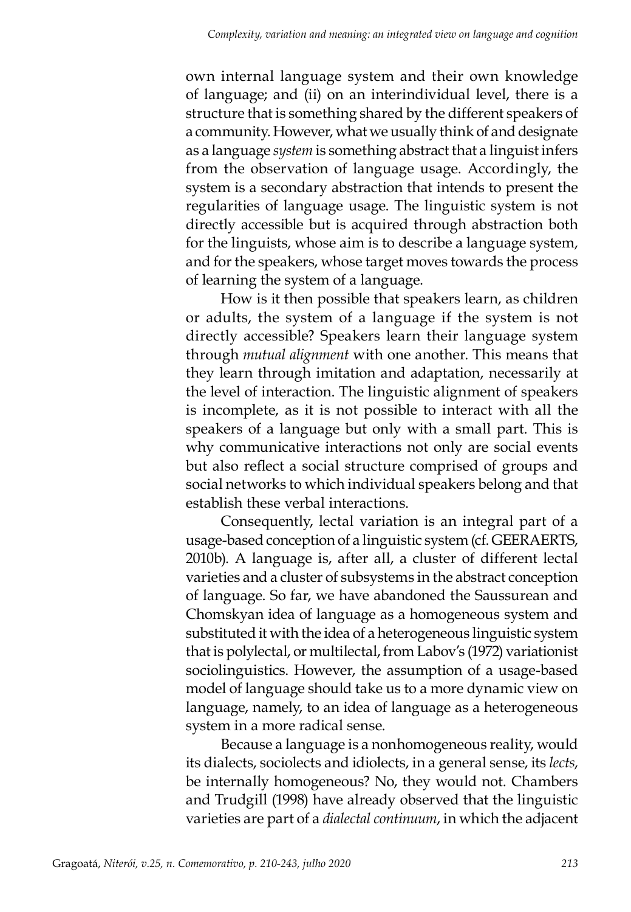own internal language system and their own knowledge of language; and (ii) on an interindividual level, there is a structure that is something shared by the different speakers of a community. However, what we usually think of and designate as a language *system* is something abstract that a linguist infers from the observation of language usage. Accordingly, the system is a secondary abstraction that intends to present the regularities of language usage. The linguistic system is not directly accessible but is acquired through abstraction both for the linguists, whose aim is to describe a language system, and for the speakers, whose target moves towards the process of learning the system of a language.

How is it then possible that speakers learn, as children or adults, the system of a language if the system is not directly accessible? Speakers learn their language system through *mutual alignment* with one another. This means that they learn through imitation and adaptation, necessarily at the level of interaction. The linguistic alignment of speakers is incomplete, as it is not possible to interact with all the speakers of a language but only with a small part. This is why communicative interactions not only are social events but also reflect a social structure comprised of groups and social networks to which individual speakers belong and that establish these verbal interactions.

Consequently, lectal variation is an integral part of a usage-based conception of a linguistic system (cf. GEERAERTS, 2010b). A language is, after all, a cluster of different lectal varieties and a cluster of subsystems in the abstract conception of language. So far, we have abandoned the Saussurean and Chomskyan idea of language as a homogeneous system and substituted it with the idea of a heterogeneous linguistic system that is polylectal, or multilectal, from Labov's (1972) variationist sociolinguistics. However, the assumption of a usage-based model of language should take us to a more dynamic view on language, namely, to an idea of language as a heterogeneous system in a more radical sense.

Because a language is a nonhomogeneous reality, would its dialects, sociolects and idiolects, in a general sense, its *lects*, be internally homogeneous? No, they would not. Chambers and Trudgill (1998) have already observed that the linguistic varieties are part of a *dialectal continuum*, in which the adjacent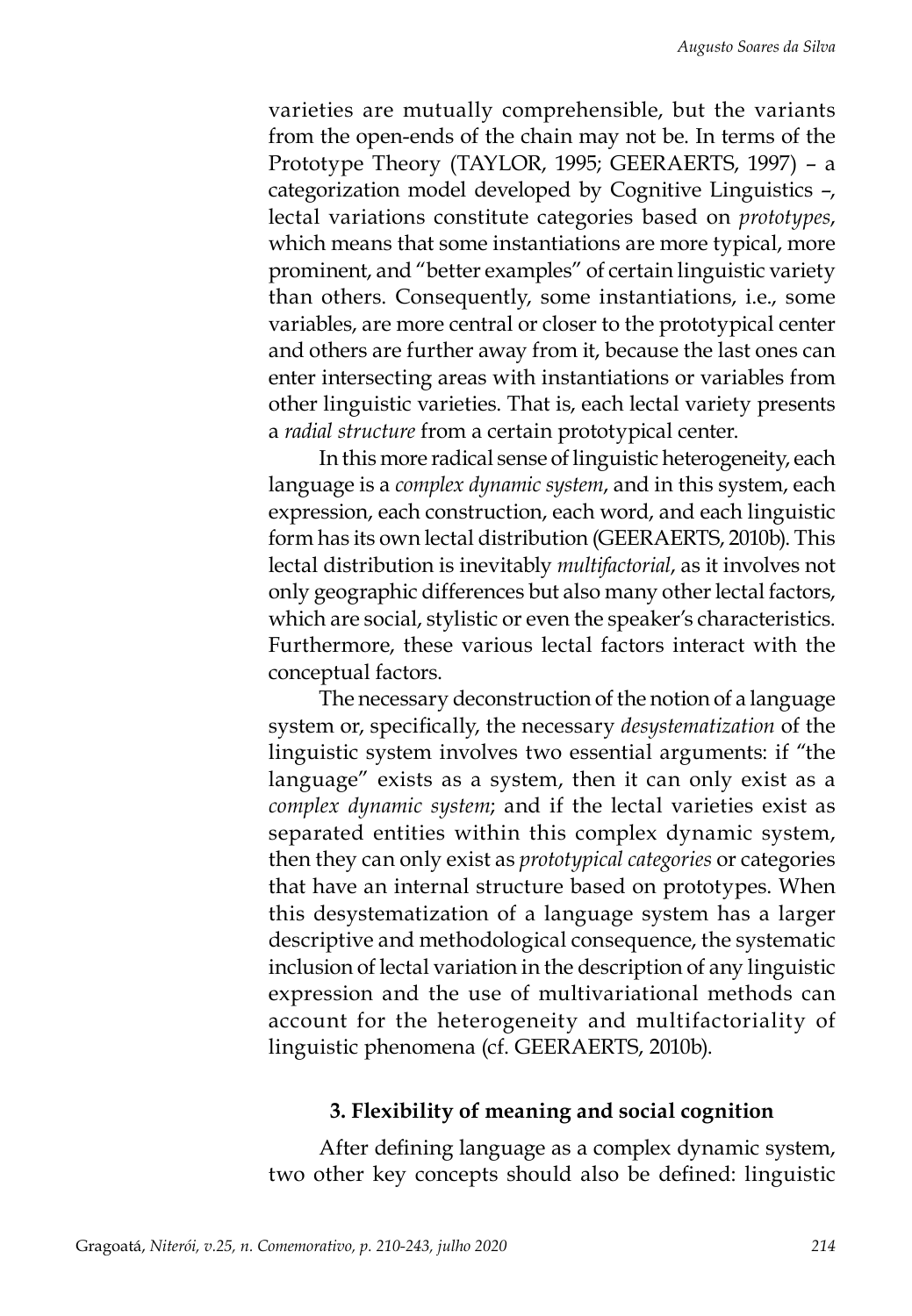varieties are mutually comprehensible, but the variants from the open-ends of the chain may not be. In terms of the Prototype Theory (TAYLOR, 1995; GEERAERTS, 1997) – a categorization model developed by Cognitive Linguistics –, lectal variations constitute categories based on *prototypes*, which means that some instantiations are more typical, more prominent, and "better examples" of certain linguistic variety than others. Consequently, some instantiations, i.e., some variables, are more central or closer to the prototypical center and others are further away from it, because the last ones can enter intersecting areas with instantiations or variables from other linguistic varieties. That is, each lectal variety presents a *radial structure* from a certain prototypical center.

In this more radical sense of linguistic heterogeneity, each language is a *complex dynamic system*, and in this system, each expression, each construction, each word, and each linguistic form has its own lectal distribution (GEERAERTS, 2010b). This lectal distribution is inevitably *multifactorial*, as it involves not only geographic differences but also many other lectal factors, which are social, stylistic or even the speaker's characteristics. Furthermore, these various lectal factors interact with the conceptual factors.

The necessary deconstruction of the notion of a language system or, specifically, the necessary *desystematization* of the linguistic system involves two essential arguments: if "the language" exists as a system, then it can only exist as a *complex dynamic system*; and if the lectal varieties exist as separated entities within this complex dynamic system, then they can only exist as *prototypical categories* or categories that have an internal structure based on prototypes. When this desystematization of a language system has a larger descriptive and methodological consequence, the systematic inclusion of lectal variation in the description of any linguistic expression and the use of multivariational methods can account for the heterogeneity and multifactoriality of linguistic phenomena (cf. GEERAERTS, 2010b).

## 3. Flexibility of meaning and social cognition

After defining language as a complex dynamic system, two other key concepts should also be defined: linguistic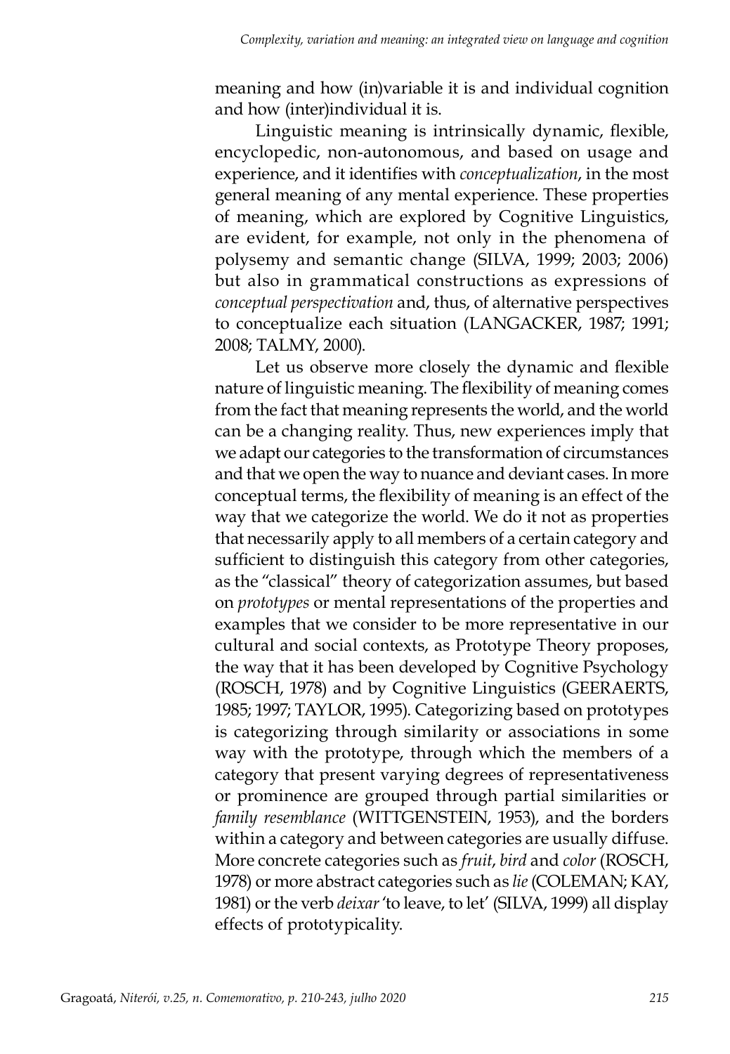meaning and how (in)variable it is and individual cognition and how (inter)individual it is.

Linguistic meaning is intrinsically dynamic, flexible, encyclopedic, non-autonomous, and based on usage and experience, and it identifies with *conceptualization*, in the most general meaning of any mental experience. These properties of meaning, which are explored by Cognitive Linguistics, are evident, for example, not only in the phenomena of polysemy and semantic change (SILVA, 1999; 2003; 2006) but also in grammatical constructions as expressions of *conceptual perspectivation* and, thus, of alternative perspectives to conceptualize each situation (LANGACKER, 1987; 1991; 2008; TALMY, 2000).

Let us observe more closely the dynamic and flexible nature of linguistic meaning. The flexibility of meaning comes from the fact that meaning represents the world, and the world can be a changing reality. Thus, new experiences imply that we adapt our categories to the transformation of circumstances and that we open the way to nuance and deviant cases. In more conceptual terms, the flexibility of meaning is an effect of the way that we categorize the world. We do it not as properties that necessarily apply to all members of a certain category and sufficient to distinguish this category from other categories, as the "classical" theory of categorization assumes, but based on *prototypes* or mental representations of the properties and examples that we consider to be more representative in our cultural and social contexts, as Prototype Theory proposes, the way that it has been developed by Cognitive Psychology (ROSCH, 1978) and by Cognitive Linguistics (GEERAERTS, 1985; 1997; TAYLOR, 1995). Categorizing based on prototypes is categorizing through similarity or associations in some way with the prototype, through which the members of a category that present varying degrees of representativeness or prominence are grouped through partial similarities or *family resemblance* (WITTGENSTEIN, 1953), and the borders within a category and between categories are usually diffuse. More concrete categories such as *fruit*, *bird* and *color* (ROSCH, 1978) or more abstract categories such as *lie* (COLEMAN; KAY, 1981) or the verb *deixar* 'to leave, to let' (SILVA, 1999) all display effects of prototypicality.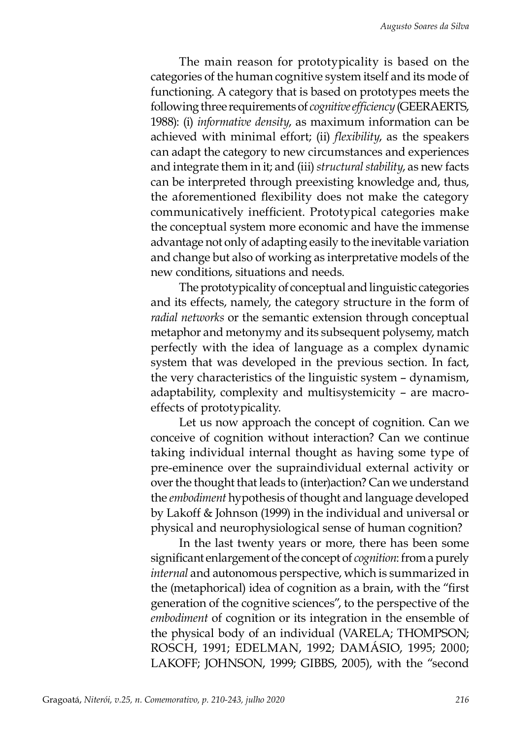The main reason for prototypicality is based on the categories of the human cognitive system itself and its mode of functioning. A category that is based on prototypes meets the following three requirements of *cognitive efficiency* (GEERAERTS, 1988): (i) *informative density*, as maximum information can be achieved with minimal effort; (ii) *flexibility*, as the speakers can adapt the category to new circumstances and experiences and integrate them in it; and (iii) *structural stability*, as new facts can be interpreted through preexisting knowledge and, thus, the aforementioned flexibility does not make the category communicatively inefficient. Prototypical categories make the conceptual system more economic and have the immense advantage not only of adapting easily to the inevitable variation and change but also of working as interpretative models of the new conditions, situations and needs.

The prototypicality of conceptual and linguistic categories and its effects, namely, the category structure in the form of *radial networks* or the semantic extension through conceptual metaphor and metonymy and its subsequent polysemy, match perfectly with the idea of language as a complex dynamic system that was developed in the previous section. In fact, the very characteristics of the linguistic system – dynamism, adaptability, complexity and multisystemicity – are macro-effects of prototypicality.

Let us now approach the concept of cognition. Can we conceive of cognition without interaction? Can we continue taking individual internal thought as having some type of pre-eminence over the supraindividual external activity or over the thought that leads to (inter)action? Can we understand the *embodiment* hypothesis of thought and language developed by Lakoff & Johnson (1999) in the individual and universal or physical and neurophysiological sense of human cognition?

In the last twenty years or more, there has been some significant enlargement of the concept of *cognition*: from a purely *internal* and autonomous perspective, which is summarized in the (metaphorical) idea of cognition as a brain, with the "first generation of the cognitive sciences", to the perspective of the *embodiment* of cognition or its integration in the ensemble of the physical body of an individual (VARELA; THOMPSON; ROSCH, 1991; EDELMAN, 1992; DAMÁSIO, 1995; 2000; LAKOFF; JOHNSON, 1999; GIBBS, 2005), with the "second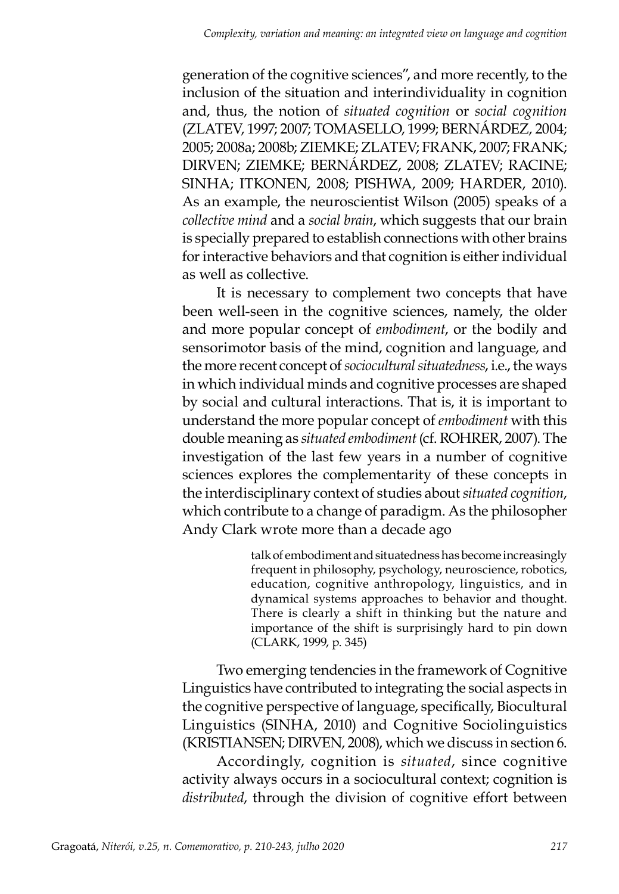generation of the cognitive sciences", and more recently, to the inclusion of the situation and interindividuality in cognition and, thus, the notion of *situated cognition* or *social cognition* (ZLATEV, 1997; 2007; TOMASELLO, 1999; BERNÁRDEZ, 2004; 2005; 2008a; 2008b; ZIEMKE; ZLATEV; FRANK, 2007; FRANK; DIRVEN; ZIEMKE; BERNÁRDEZ, 2008; ZLATEV; RACINE; SINHA; ITKONEN, 2008; PISHWA, 2009; HARDER, 2010). As an example, the neuroscientist Wilson (2005) speaks of a *collective mind* and a *social brain*, which suggests that our brain is specially prepared to establish connections with other brains for interactive behaviors and that cognition is either individual as well as collective.

It is necessary to complement two concepts that have been well-seen in the cognitive sciences, namely, the older and more popular concept of *embodiment*, or the bodily and sensorimotor basis of the mind, cognition and language, and the more recent concept of *sociocultural situatedness*, i.e., the ways in which individual minds and cognitive processes are shaped by social and cultural interactions. That is, it is important to understand the more popular concept of *embodiment* with this double meaning as *situated embodiment* (cf. ROHRER, 2007). The investigation of the last few years in a number of cognitive sciences explores the complementarity of these concepts in the interdisciplinary context of studies about *situated cognition*, which contribute to a change of paradigm. As the philosopher Andy Clark wrote more than a decade ago

> talk of embodiment and situatedness has become increasingly frequent in philosophy, psychology, neuroscience, robotics, education, cognitive anthropology, linguistics, and in dynamical systems approaches to behavior and thought. There is clearly a shift in thinking but the nature and importance of the shift is surprisingly hard to pin down (CLARK, 1999, p. 345)

Two emerging tendencies in the framework of Cognitive Linguistics have contributed to integrating the social aspects in the cognitive perspective of language, specifically, Biocultural Linguistics (SINHA, 2010) and Cognitive Sociolinguistics (KRISTIANSEN; DIRVEN, 2008), which we discuss in section 6.

Accordingly, cognition is *situated*, since cognitive activity always occurs in a sociocultural context; cognition is *distributed*, through the division of cognitive effort between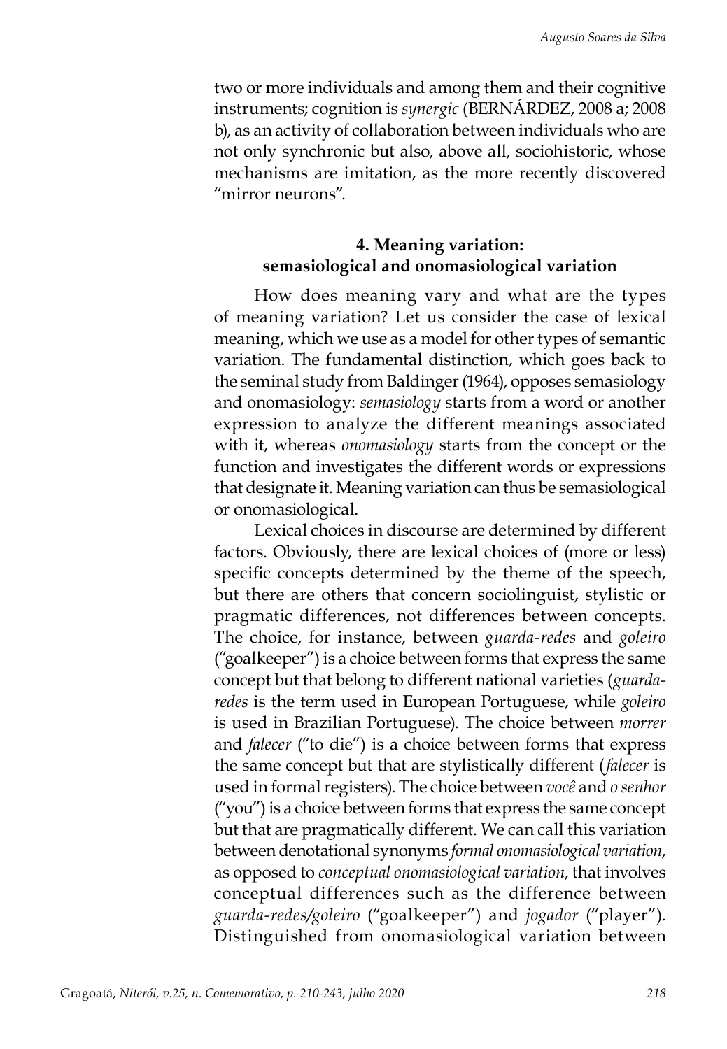two or more individuals and among them and their cognitive instruments; cognition is *synergic* (BERNÁRDEZ, 2008 a; 2008 b), as an activity of collaboration between individuals who are not only synchronic but also, above all, sociohistoric, whose mechanisms are imitation, as the more recently discovered "mirror neurons".

## 4. Meaning variation: semasiological and onomasiological variation

How does meaning vary and what are the types of meaning variation? Let us consider the case of lexical meaning, which we use as a model for other types of semantic variation. The fundamental distinction, which goes back to the seminal study from Baldinger (1964), opposes semasiology and onomasiology: *semasiology* starts from a word or another expression to analyze the different meanings associated with it, whereas *onomasiology* starts from the concept or the function and investigates the different words or expressions that designate it. Meaning variation can thus be semasiological or onomasiological.

Lexical choices in discourse are determined by different factors. Obviously, there are lexical choices of (more or less) specific concepts determined by the theme of the speech, but there are others that concern sociolinguist, stylistic or pragmatic differences, not differences between concepts. The choice, for instance, between *guarda-redes* and *goleiro* ("goalkeeper") is a choice between forms that express the same concept but that belong to different national varieties (*guarda-redes* is the term used in European Portuguese, while *goleiro* is used in Brazilian Portuguese). The choice between *morrer* and *falecer* ("to die") is a choice between forms that express the same concept but that are stylistically different (*falecer* is used in formal registers). The choice between *você* and *o senhor* ("you") is a choice between forms that express the same concept but that are pragmatically different. We can call this variation between denotational synonyms *formal onomasiological variation*, as opposed to *conceptual onomasiological variation*, that involves conceptual differences such as the difference between *guarda-redes/goleiro* ("goalkeeper") and *jogador* ("player"). Distinguished from onomasiological variation between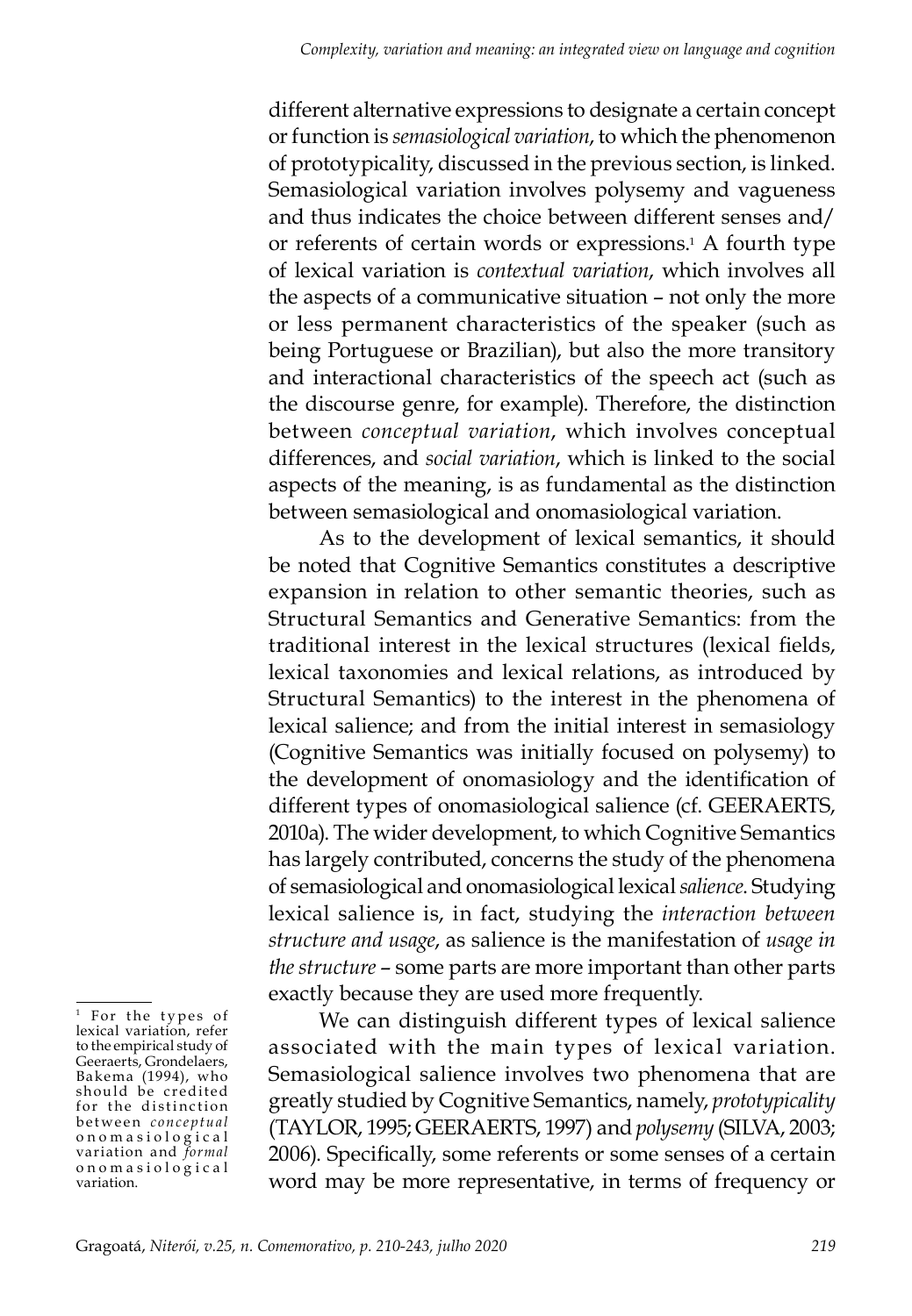different alternative expressions to designate a certain concept or function is *semasiological variation*, to which the phenomenon of prototypicality, discussed in the previous section, is linked. Semasiological variation involves polysemy and vagueness and thus indicates the choice between different senses and/or referents of certain words or expressions.[1] A fourth type of lexical variation is *contextual variation*, which involves all the aspects of a communicative situation – not only the more or less permanent characteristics of the speaker (such as being Portuguese or Brazilian), but also the more transitory and interactional characteristics of the speech act (such as the discourse genre, for example). Therefore, the distinction between *conceptual variation*, which involves conceptual differences, and *social variation*, which is linked to the social aspects of the meaning, is as fundamental as the distinction between semasiological and onomasiological variation.

As to the development of lexical semantics, it should be noted that Cognitive Semantics constitutes a descriptive expansion in relation to other semantic theories, such as Structural Semantics and Generative Semantics: from the traditional interest in the lexical structures (lexical fields, lexical taxonomies and lexical relations, as introduced by Structural Semantics) to the interest in the phenomena of lexical salience; and from the initial interest in semasiology (Cognitive Semantics was initially focused on polysemy) to the development of onomasiology and the identification of different types of onomasiological salience (cf. GEERAERTS, 2010a). The wider development, to which Cognitive Semantics has largely contributed, concerns the study of the phenomena of semasiological and onomasiological lexical *salience*. Studying lexical salience is, in fact, studying the *interaction between structure and usage*, as salience is the manifestation of *usage in the structure* – some parts are more important than other parts exactly because they are used more frequently.

We can distinguish different types of lexical salience associated with the main types of lexical variation. Semasiological salience involves two phenomena that are greatly studied by Cognitive Semantics, namely, *prototypicality* (TAYLOR, 1995; GEERAERTS, 1997) and *polysemy* (SILVA, 2003; 2006). Specifically, some referents or some senses of a certain word may be more representative, in terms of frequency or

[1] For the types of lexical variation, refer to the empirical study of Geeraerts, Grondelaers, Bakema (1994), who should be credited for the distinction between *conceptual* onomasiological variation and *formal* onomasiological variation.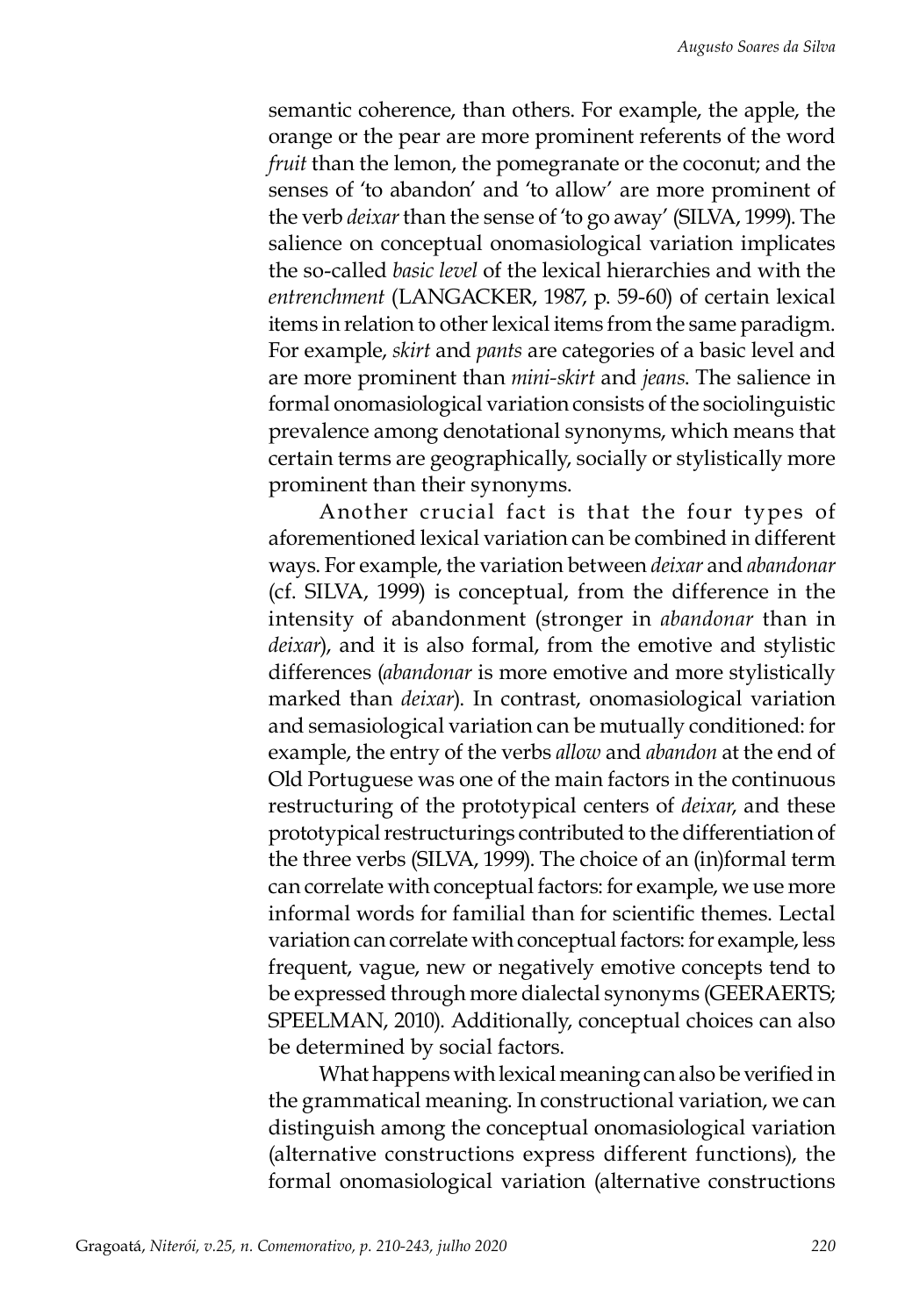semantic coherence, than others. For example, the apple, the orange or the pear are more prominent referents of the word *fruit* than the lemon, the pomegranate or the coconut; and the senses of 'to abandon' and 'to allow' are more prominent of the verb *deixar* than the sense of 'to go away' (SILVA, 1999). The salience on conceptual onomasiological variation implicates the so-called *basic level* of the lexical hierarchies and with the *entrenchment* (LANGACKER, 1987, p. 59-60) of certain lexical items in relation to other lexical items from the same paradigm. For example, *skirt* and *pants* are categories of a basic level and are more prominent than *mini-skirt* and *jeans*. The salience in formal onomasiological variation consists of the sociolinguistic prevalence among denotational synonyms, which means that certain terms are geographically, socially or stylistically more prominent than their synonyms.

Another crucial fact is that the four types of aforementioned lexical variation can be combined in different ways. For example, the variation between *deixar* and *abandonar* (cf. SILVA, 1999) is conceptual, from the difference in the intensity of abandonment (stronger in *abandonar* than in *deixar*), and it is also formal, from the emotive and stylistic differences (*abandonar* is more emotive and more stylistically marked than *deixar*). In contrast, onomasiological variation and semasiological variation can be mutually conditioned: for example, the entry of the verbs *allow* and *abandon* at the end of Old Portuguese was one of the main factors in the continuous restructuring of the prototypical centers of *deixar*, and these prototypical restructurings contributed to the differentiation of the three verbs (SILVA, 1999). The choice of an (in)formal term can correlate with conceptual factors: for example, we use more informal words for familial than for scientific themes. Lectal variation can correlate with conceptual factors: for example, less frequent, vague, new or negatively emotive concepts tend to be expressed through more dialectal synonyms (GEERAERTS; SPEELMAN, 2010). Additionally, conceptual choices can also be determined by social factors.

What happens with lexical meaning can also be verified in the grammatical meaning. In constructional variation, we can distinguish among the conceptual onomasiological variation (alternative constructions express different functions), the formal onomasiological variation (alternative constructions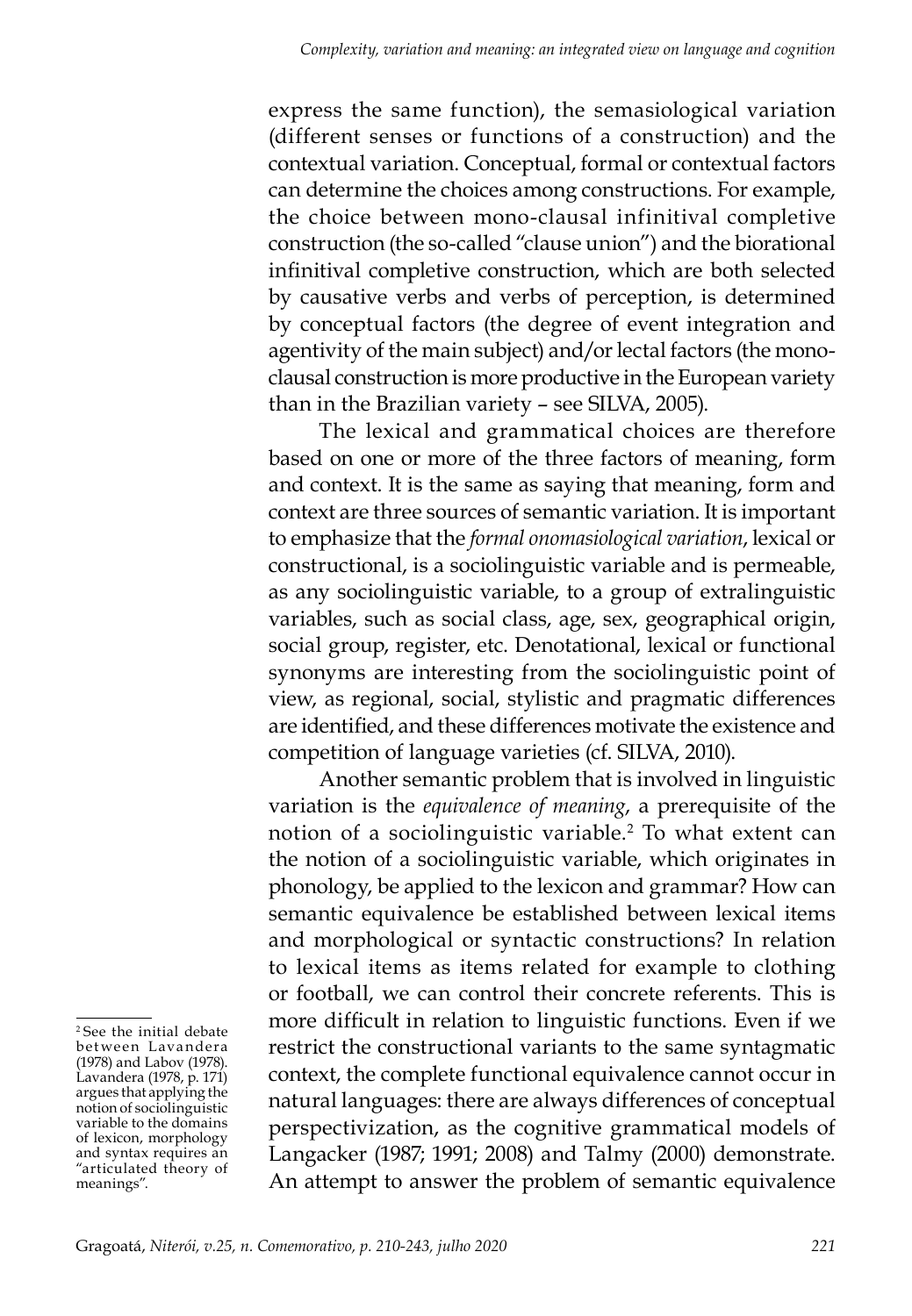express the same function), the semasiological variation (different senses or functions of a construction) and the contextual variation. Conceptual, formal or contextual factors can determine the choices among constructions. For example, the choice between mono-clausal infinitival completive construction (the so-called "clause union") and the biorational infinitival completive construction, which are both selected by causative verbs and verbs of perception, is determined by conceptual factors (the degree of event integration and agentivity of the main subject) and/or lectal factors (the mono-clausal construction is more productive in the European variety than in the Brazilian variety – see SILVA, 2005).

The lexical and grammatical choices are therefore based on one or more of the three factors of meaning, form and context. It is the same as saying that meaning, form and context are three sources of semantic variation. It is important to emphasize that the *formal onomasiological variation*, lexical or constructional, is a sociolinguistic variable and is permeable, as any sociolinguistic variable, to a group of extralinguistic variables, such as social class, age, sex, geographical origin, social group, register, etc. Denotational, lexical or functional synonyms are interesting from the sociolinguistic point of view, as regional, social, stylistic and pragmatic differences are identified, and these differences motivate the existence and competition of language varieties (cf. SILVA, 2010).

Another semantic problem that is involved in linguistic variation is the *equivalence of meaning*, a prerequisite of the notion of a sociolinguistic variable.[2] To what extent can the notion of a sociolinguistic variable, which originates in phonology, be applied to the lexicon and grammar? How can semantic equivalence be established between lexical items and morphological or syntactic constructions? In relation to lexical items as items related for example to clothing or football, we can control their concrete referents. This is more difficult in relation to linguistic functions. Even if we restrict the constructional variants to the same syntagmatic context, the complete functional equivalence cannot occur in natural languages: there are always differences of conceptual perspectivization, as the cognitive grammatical models of Langacker (1987; 1991; 2008) and Talmy (2000) demonstrate. An attempt to answer the problem of semantic equivalence

[2] See the initial debate between Lavandera (1978) and Labov (1978). Lavandera (1978, p. 171) argues that applying the notion of sociolinguistic variable to the domains of lexicon, morphology and syntax requires an "articulated theory of meanings".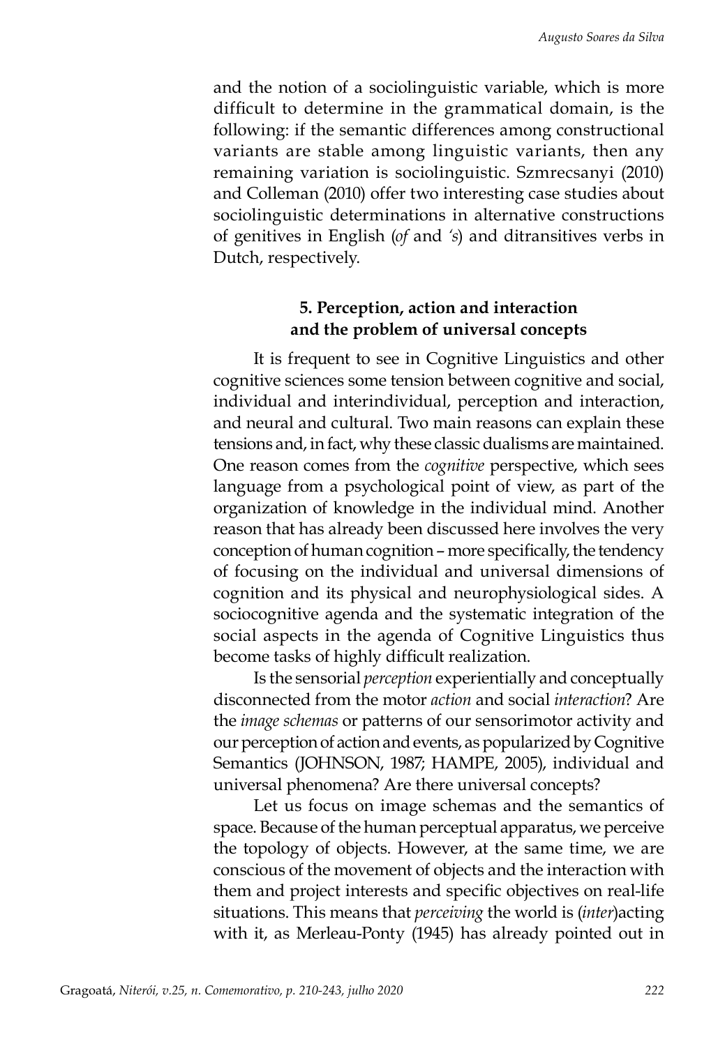and the notion of a sociolinguistic variable, which is more difficult to determine in the grammatical domain, is the following: if the semantic differences among constructional variants are stable among linguistic variants, then any remaining variation is sociolinguistic. Szmrecsanyi (2010) and Colleman (2010) offer two interesting case studies about sociolinguistic determinations in alternative constructions of genitives in English (*of* and *'s*) and ditransitives verbs in Dutch, respectively.

## 5. Perception, action and interaction and the problem of universal concepts

It is frequent to see in Cognitive Linguistics and other cognitive sciences some tension between cognitive and social, individual and interindividual, perception and interaction, and neural and cultural. Two main reasons can explain these tensions and, in fact, why these classic dualisms are maintained. One reason comes from the *cognitive* perspective, which sees language from a psychological point of view, as part of the organization of knowledge in the individual mind. Another reason that has already been discussed here involves the very conception of human cognition – more specifically, the tendency of focusing on the individual and universal dimensions of cognition and its physical and neurophysiological sides. A sociocognitive agenda and the systematic integration of the social aspects in the agenda of Cognitive Linguistics thus become tasks of highly difficult realization.

Is the sensorial *perception* experientially and conceptually disconnected from the motor *action* and social *interaction*? Are the *image schemas* or patterns of our sensorimotor activity and our perception of action and events, as popularized by Cognitive Semantics (JOHNSON, 1987; HAMPE, 2005), individual and universal phenomena? Are there universal concepts?

Let us focus on image schemas and the semantics of space. Because of the human perceptual apparatus, we perceive the topology of objects. However, at the same time, we are conscious of the movement of objects and the interaction with them and project interests and specific objectives on real-life situations. This means that *perceiving* the world is (*inter*)acting with it, as Merleau-Ponty (1945) has already pointed out in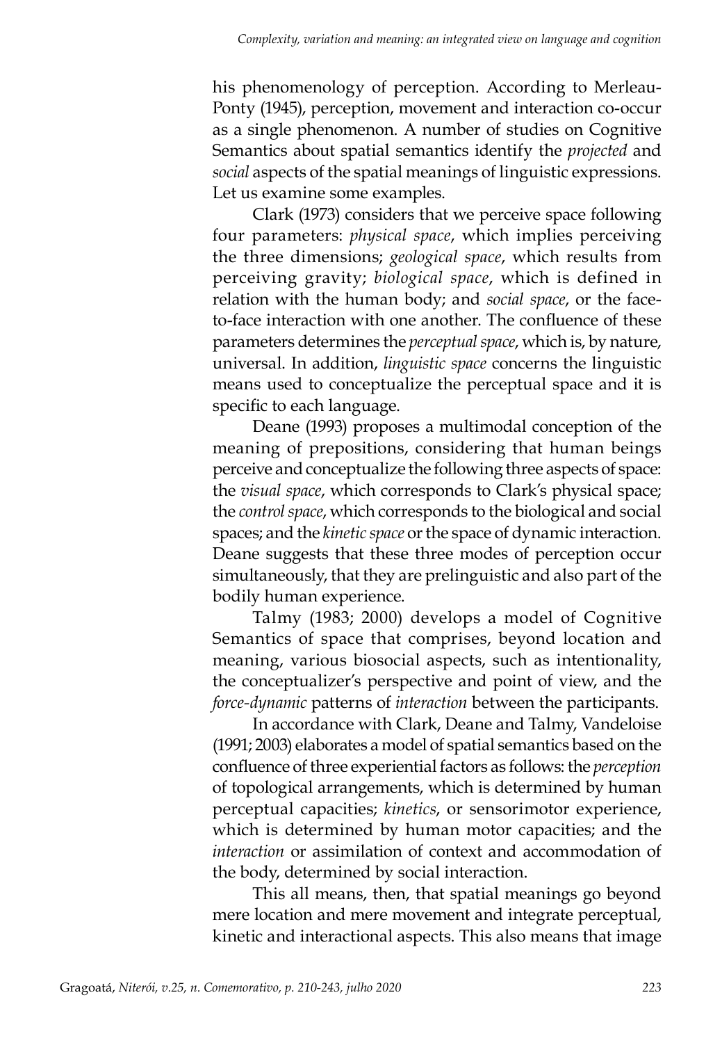his phenomenology of perception. According to Merleau-Ponty (1945), perception, movement and interaction co-occur as a single phenomenon. A number of studies on Cognitive Semantics about spatial semantics identify the *projected* and *social* aspects of the spatial meanings of linguistic expressions. Let us examine some examples.

Clark (1973) considers that we perceive space following four parameters: *physical space*, which implies perceiving the three dimensions; *geological space*, which results from perceiving gravity; *biological space*, which is defined in relation with the human body; and *social space*, or the face-to-face interaction with one another. The confluence of these parameters determines the *perceptual space*, which is, by nature, universal. In addition, *linguistic space* concerns the linguistic means used to conceptualize the perceptual space and it is specific to each language.

Deane (1993) proposes a multimodal conception of the meaning of prepositions, considering that human beings perceive and conceptualize the following three aspects of space: the *visual space*, which corresponds to Clark's physical space; the *control space*, which corresponds to the biological and social spaces; and the *kinetic space* or the space of dynamic interaction. Deane suggests that these three modes of perception occur simultaneously, that they are prelinguistic and also part of the bodily human experience.

Talmy (1983; 2000) develops a model of Cognitive Semantics of space that comprises, beyond location and meaning, various biosocial aspects, such as intentionality, the conceptualizer's perspective and point of view, and the *force-dynamic* patterns of *interaction* between the participants.

In accordance with Clark, Deane and Talmy, Vandeloise (1991; 2003) elaborates a model of spatial semantics based on the confluence of three experiential factors as follows: the *perception* of topological arrangements, which is determined by human perceptual capacities; *kinetics*, or sensorimotor experience, which is determined by human motor capacities; and the *interaction* or assimilation of context and accommodation of the body, determined by social interaction.

This all means, then, that spatial meanings go beyond mere location and mere movement and integrate perceptual, kinetic and interactional aspects. This also means that image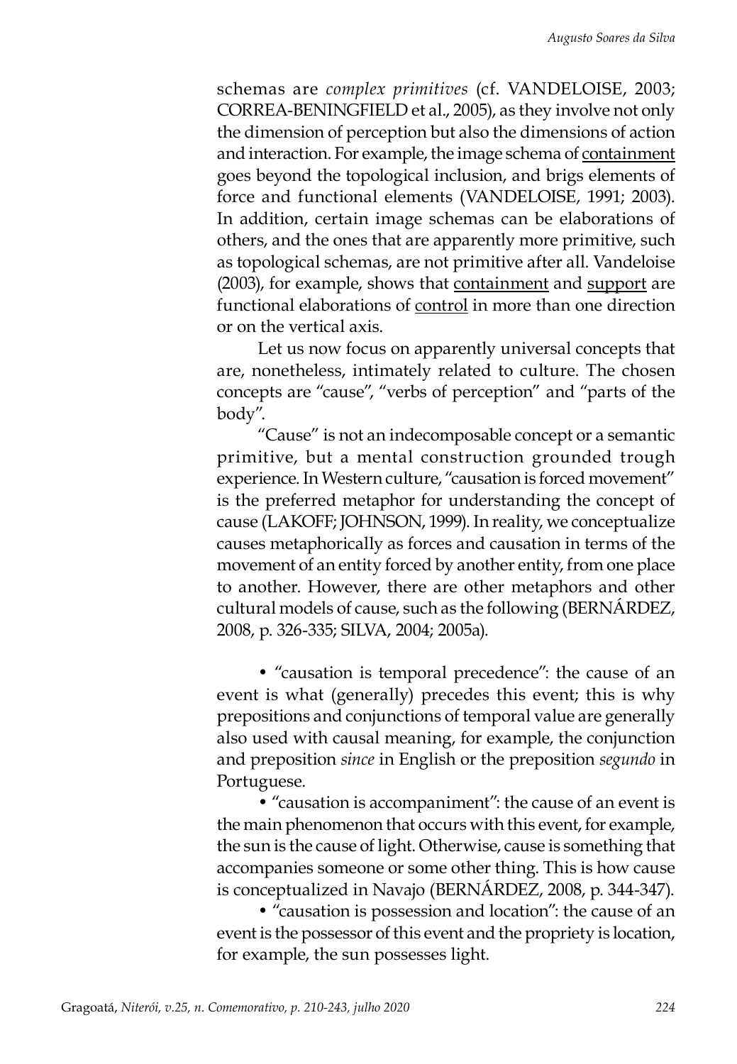schemas are *complex primitives* (cf. VANDELOISE, 2003; CORREA-BENINGFIELD et al., 2005), as they involve not only the dimension of perception but also the dimensions of action and interaction. For example, the image schema of <u>containment</u> goes beyond the topological inclusion, and brigs elements of force and functional elements (VANDELOISE, 1991; 2003). In addition, certain image schemas can be elaborations of others, and the ones that are apparently more primitive, such as topological schemas, are not primitive after all. Vandeloise (2003), for example, shows that <u>containment</u> and <u>support</u> are functional elaborations of <u>control</u> in more than one direction or on the vertical axis.

Let us now focus on apparently universal concepts that are, nonetheless, intimately related to culture. The chosen concepts are "cause", "verbs of perception" and "parts of the body".

"Cause" is not an indecomposable concept or a semantic primitive, but a mental construction grounded trough experience. In Western culture, "causation is forced movement" is the preferred metaphor for understanding the concept of cause (LAKOFF; JOHNSON, 1999). In reality, we conceptualize causes metaphorically as forces and causation in terms of the movement of an entity forced by another entity, from one place to another. However, there are other metaphors and other cultural models of cause, such as the following (BERNÁRDEZ, 2008, p. 326-335; SILVA, 2004; 2005a).

- "causation is temporal precedence": the cause of an event is what (generally) precedes this event; this is why prepositions and conjunctions of temporal value are generally also used with causal meaning, for example, the conjunction and preposition *since* in English or the preposition *segundo* in Portuguese.
- "causation is accompaniment": the cause of an event is the main phenomenon that occurs with this event, for example, the sun is the cause of light. Otherwise, cause is something that accompanies someone or some other thing. This is how cause is conceptualized in Navajo (BERNÁRDEZ, 2008, p. 344-347).
- "causation is possession and location": the cause of an event is the possessor of this event and the propriety is location, for example, the sun possesses light.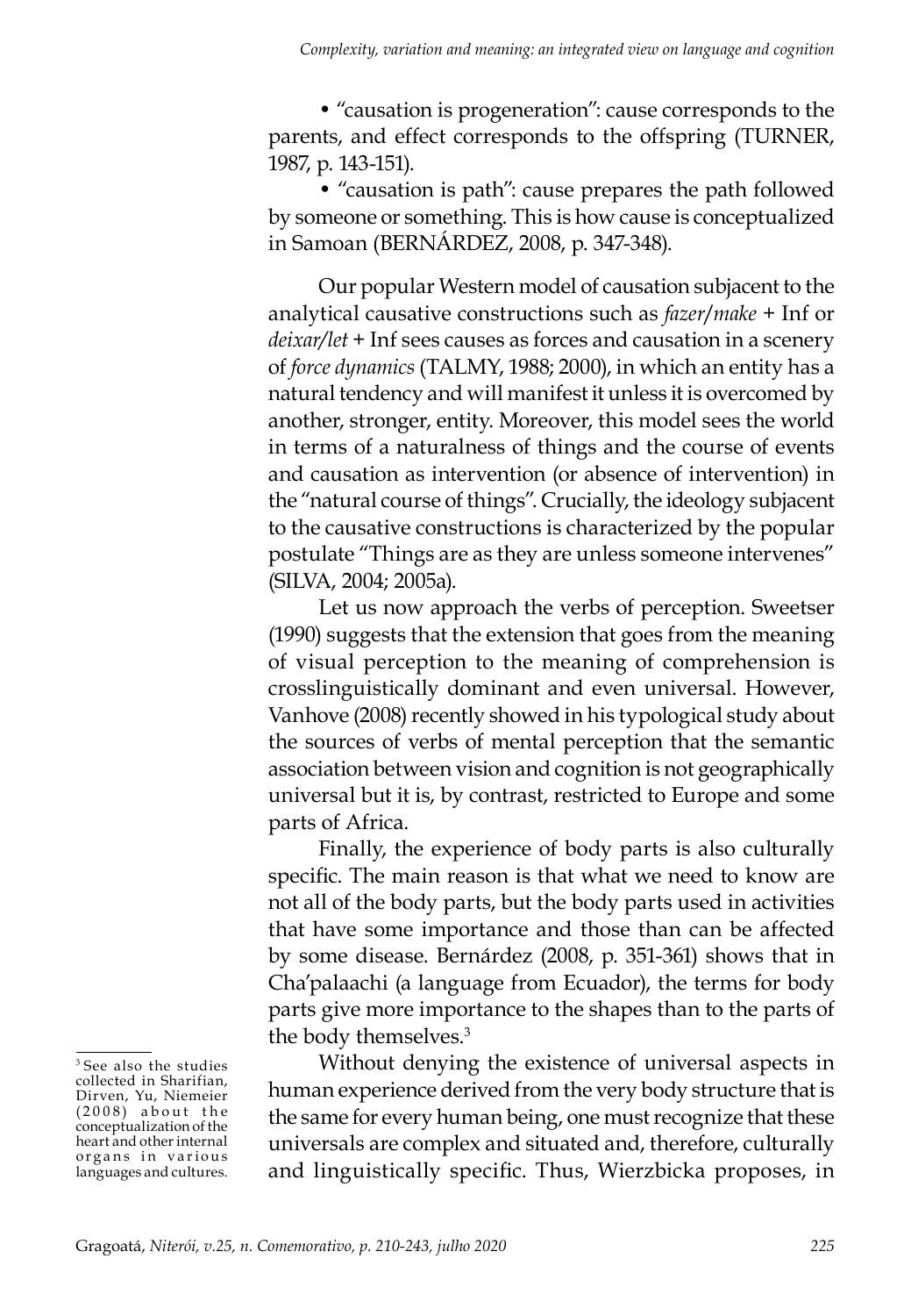- "causation is progeneration": cause corresponds to the parents, and effect corresponds to the offspring (TURNER, 1987, p. 143-151).
- "causation is path": cause prepares the path followed by someone or something. This is how cause is conceptualized in Samoan (BERNÁRDEZ, 2008, p. 347-348).

Our popular Western model of causation subjacent to the analytical causative constructions such as *fazer/make* + Inf or *deixar/let* + Inf sees causes as forces and causation in a scenery of *force dynamics* (TALMY, 1988; 2000), in which an entity has a natural tendency and will manifest it unless it is overcomed by another, stronger, entity. Moreover, this model sees the world in terms of a naturalness of things and the course of events and causation as intervention (or absence of intervention) in the "natural course of things". Crucially, the ideology subjacent to the causative constructions is characterized by the popular postulate "Things are as they are unless someone intervenes" (SILVA, 2004; 2005a).

Let us now approach the verbs of perception. Sweetser (1990) suggests that the extension that goes from the meaning of visual perception to the meaning of comprehension is crosslinguistically dominant and even universal. However, Vanhove (2008) recently showed in his typological study about the sources of verbs of mental perception that the semantic association between vision and cognition is not geographically universal but it is, by contrast, restricted to Europe and some parts of Africa.

Finally, the experience of body parts is also culturally specific. The main reason is that what we need to know are not all of the body parts, but the body parts used in activities that have some importance and those than can be affected by some disease. Bernárdez (2008, p. 351-361) shows that in Cha'palaachi (a language from Ecuador), the terms for body parts give more importance to the shapes than to the parts of the body themselves.[3]

Without denying the existence of universal aspects in human experience derived from the very body structure that is the same for every human being, one must recognize that these universals are complex and situated and, therefore, culturally and linguistically specific. Thus, Wierzbicka proposes, in

[3] See also the studies collected in Sharifian, Dirven, Yu, Niemeier (2008) about the conceptualization of the heart and other internal organs in various languages and cultures.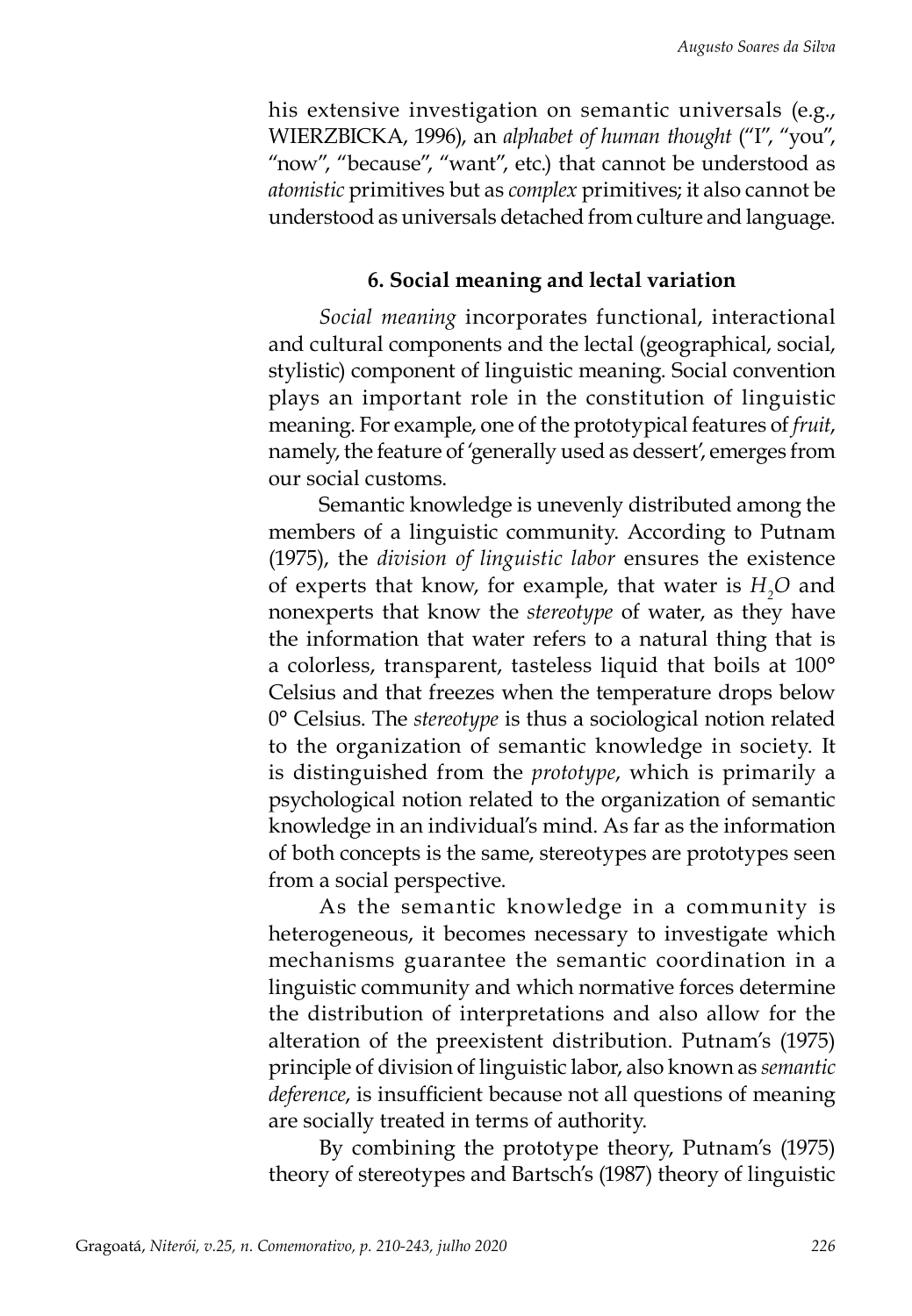his extensive investigation on semantic universals (e.g., WIERZBICKA, 1996), an *alphabet of human thought* ("I", "you", "now", "because", "want", etc.) that cannot be understood as *atomistic* primitives but as *complex* primitives; it also cannot be understood as universals detached from culture and language.

### 6. Social meaning and lectal variation

*Social meaning* incorporates functional, interactional and cultural components and the lectal (geographical, social, stylistic) component of linguistic meaning. Social convention plays an important role in the constitution of linguistic meaning. For example, one of the prototypical features of *fruit*, namely, the feature of 'generally used as dessert', emerges from our social customs.

Semantic knowledge is unevenly distributed among the members of a linguistic community. According to Putnam (1975), the *division of linguistic labor* ensures the existence of experts that know, for example, that water is $H_2O$ and nonexperts that know the *stereotype* of water, as they have the information that water refers to a natural thing that is a colorless, transparent, tasteless liquid that boils at 100° Celsius and that freezes when the temperature drops below 0° Celsius. The *stereotype* is thus a sociological notion related to the organization of semantic knowledge in society. It is distinguished from the *prototype*, which is primarily a psychological notion related to the organization of semantic knowledge in an individual's mind. As far as the information of both concepts is the same, stereotypes are prototypes seen from a social perspective.

As the semantic knowledge in a community is heterogeneous, it becomes necessary to investigate which mechanisms guarantee the semantic coordination in a linguistic community and which normative forces determine the distribution of interpretations and also allow for the alteration of the preexistent distribution. Putnam's (1975) principle of division of linguistic labor, also known as *semantic deference*, is insufficient because not all questions of meaning are socially treated in terms of authority.

By combining the prototype theory, Putnam's (1975) theory of stereotypes and Bartsch's (1987) theory of linguistic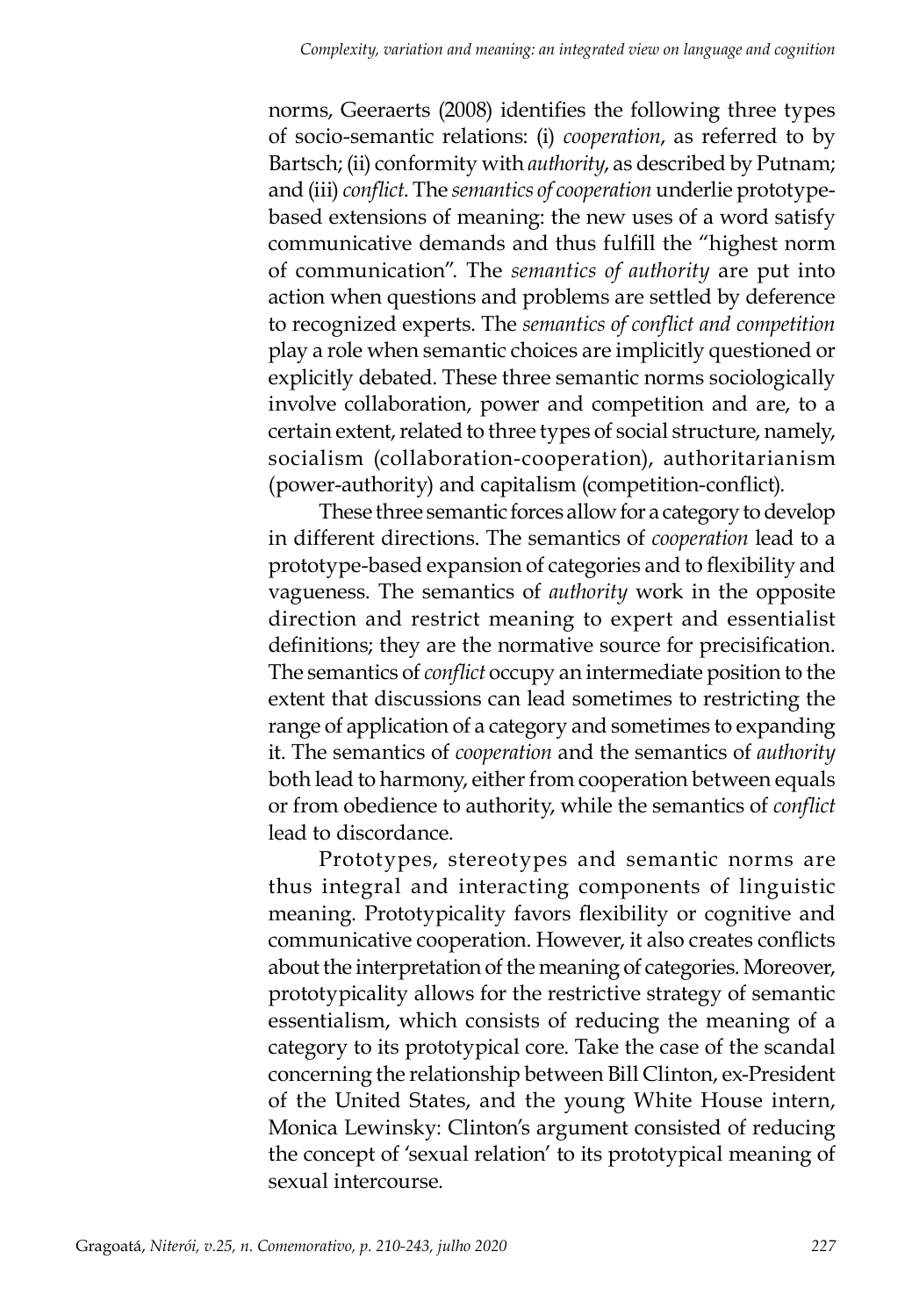norms, Geeraerts (2008) identifies the following three types of socio-semantic relations: (i) *cooperation*, as referred to by Bartsch; (ii) conformity with *authority*, as described by Putnam; and (iii) *conflict*. The *semantics of cooperation* underlie prototype-based extensions of meaning: the new uses of a word satisfy communicative demands and thus fulfill the "highest norm of communication". The *semantics of authority* are put into action when questions and problems are settled by deference to recognized experts. The *semantics of conflict and competition* play a role when semantic choices are implicitly questioned or explicitly debated. These three semantic norms sociologically involve collaboration, power and competition and are, to a certain extent, related to three types of social structure, namely, socialism (collaboration-cooperation), authoritarianism (power-authority) and capitalism (competition-conflict).

These three semantic forces allow for a category to develop in different directions. The semantics of *cooperation* lead to a prototype-based expansion of categories and to flexibility and vagueness. The semantics of *authority* work in the opposite direction and restrict meaning to expert and essentialist definitions; they are the normative source for precisification. The semantics of *conflict* occupy an intermediate position to the extent that discussions can lead sometimes to restricting the range of application of a category and sometimes to expanding it. The semantics of *cooperation* and the semantics of *authority* both lead to harmony, either from cooperation between equals or from obedience to authority, while the semantics of *conflict* lead to discordance.

Prototypes, stereotypes and semantic norms are thus integral and interacting components of linguistic meaning. Prototypicality favors flexibility or cognitive and communicative cooperation. However, it also creates conflicts about the interpretation of the meaning of categories. Moreover, prototypicality allows for the restrictive strategy of semantic essentialism, which consists of reducing the meaning of a category to its prototypical core. Take the case of the scandal concerning the relationship between Bill Clinton, ex-President of the United States, and the young White House intern, Monica Lewinsky: Clinton's argument consisted of reducing the concept of 'sexual relation' to its prototypical meaning of sexual intercourse.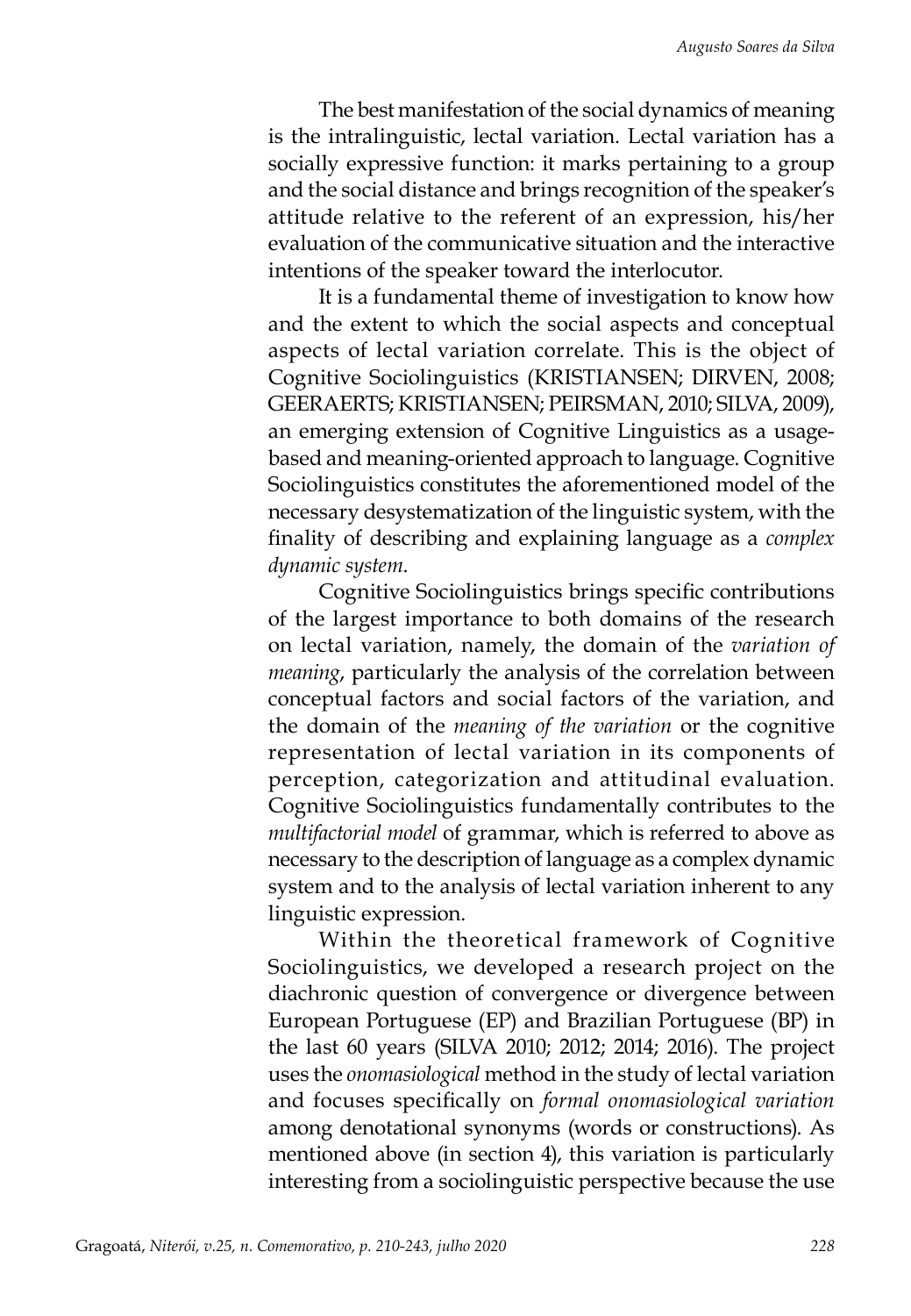The best manifestation of the social dynamics of meaning is the intralinguistic, lectal variation. Lectal variation has a socially expressive function: it marks pertaining to a group and the social distance and brings recognition of the speaker's attitude relative to the referent of an expression, his/her evaluation of the communicative situation and the interactive intentions of the speaker toward the interlocutor.

It is a fundamental theme of investigation to know how and the extent to which the social aspects and conceptual aspects of lectal variation correlate. This is the object of Cognitive Sociolinguistics (KRISTIANSEN; DIRVEN, 2008; GEERAERTS; KRISTIANSEN; PEIRSMAN, 2010; SILVA, 2009), an emerging extension of Cognitive Linguistics as a usage-based and meaning-oriented approach to language. Cognitive Sociolinguistics constitutes the aforementioned model of the necessary desystematization of the linguistic system, with the finality of describing and explaining language as a *complex dynamic system*.

Cognitive Sociolinguistics brings specific contributions of the largest importance to both domains of the research on lectal variation, namely, the domain of the *variation of meaning*, particularly the analysis of the correlation between conceptual factors and social factors of the variation, and the domain of the *meaning of the variation* or the cognitive representation of lectal variation in its components of perception, categorization and attitudinal evaluation. Cognitive Sociolinguistics fundamentally contributes to the *multifactorial model* of grammar, which is referred to above as necessary to the description of language as a complex dynamic system and to the analysis of lectal variation inherent to any linguistic expression.

Within the theoretical framework of Cognitive Sociolinguistics, we developed a research project on the diachronic question of convergence or divergence between European Portuguese (EP) and Brazilian Portuguese (BP) in the last 60 years (SILVA 2010; 2012; 2014; 2016). The project uses the *onomasiological* method in the study of lectal variation and focuses specifically on *formal onomasiological variation* among denotational synonyms (words or constructions). As mentioned above (in section 4), this variation is particularly interesting from a sociolinguistic perspective because the use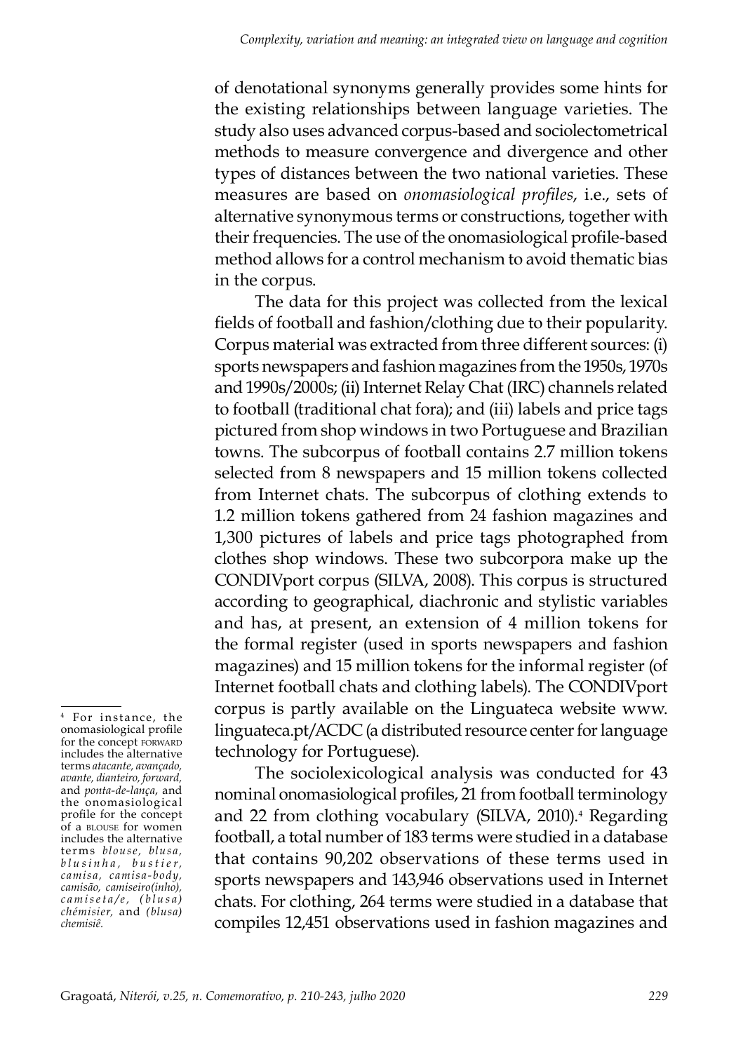of denotational synonyms generally provides some hints for the existing relationships between language varieties. The study also uses advanced corpus-based and sociolectometrical methods to measure convergence and divergence and other types of distances between the two national varieties. These measures are based on *onomasiological profiles*, i.e., sets of alternative synonymous terms or constructions, together with their frequencies. The use of the onomasiological profile-based method allows for a control mechanism to avoid thematic bias in the corpus.

The data for this project was collected from the lexical fields of football and fashion/clothing due to their popularity. Corpus material was extracted from three different sources: (i) sports newspapers and fashion magazines from the 1950s, 1970s and 1990s/2000s; (ii) Internet Relay Chat (IRC) channels related to football (traditional chat fora); and (iii) labels and price tags pictured from shop windows in two Portuguese and Brazilian towns. The subcorpus of football contains 2.7 million tokens selected from 8 newspapers and 15 million tokens collected from Internet chats. The subcorpus of clothing extends to 1.2 million tokens gathered from 24 fashion magazines and 1,300 pictures of labels and price tags photographed from clothes shop windows. These two subcorpora make up the CONDIVport corpus (SILVA, 2008). This corpus is structured according to geographical, diachronic and stylistic variables and has, at present, an extension of 4 million tokens for the formal register (used in sports newspapers and fashion magazines) and 15 million tokens for the informal register (of Internet football chats and clothing labels). The CONDIVport corpus is partly available on the Linguateca website www.linguateca.pt/ACDC (a distributed resource center for language technology for Portuguese).

The sociolexicological analysis was conducted for 43 nominal onomasiological profiles, 21 from football terminology and 22 from clothing vocabulary (SILVA, 2010).[4] Regarding football, a total number of 183 terms were studied in a database that contains 90,202 observations of these terms used in sports newspapers and 143,946 observations used in Internet chats. For clothing, 264 terms were studied in a database that compiles 12,451 observations used in fashion magazines and

[4] For instance, the onomasiological profile for the concept FORWARD includes the alternative terms *atacante, avançado, avante, dianteiro, forward,* and *ponta-de-lança*, and the onomasiological profile for the concept of a BLOUSE for women includes the alternative terms *blouse, blusa, blusinha, bustier, camisa, camisa-body, camisão, camiseiro(inho), camiseta/e, (blusa) chémisier,* and *(blusa) chemisiê.*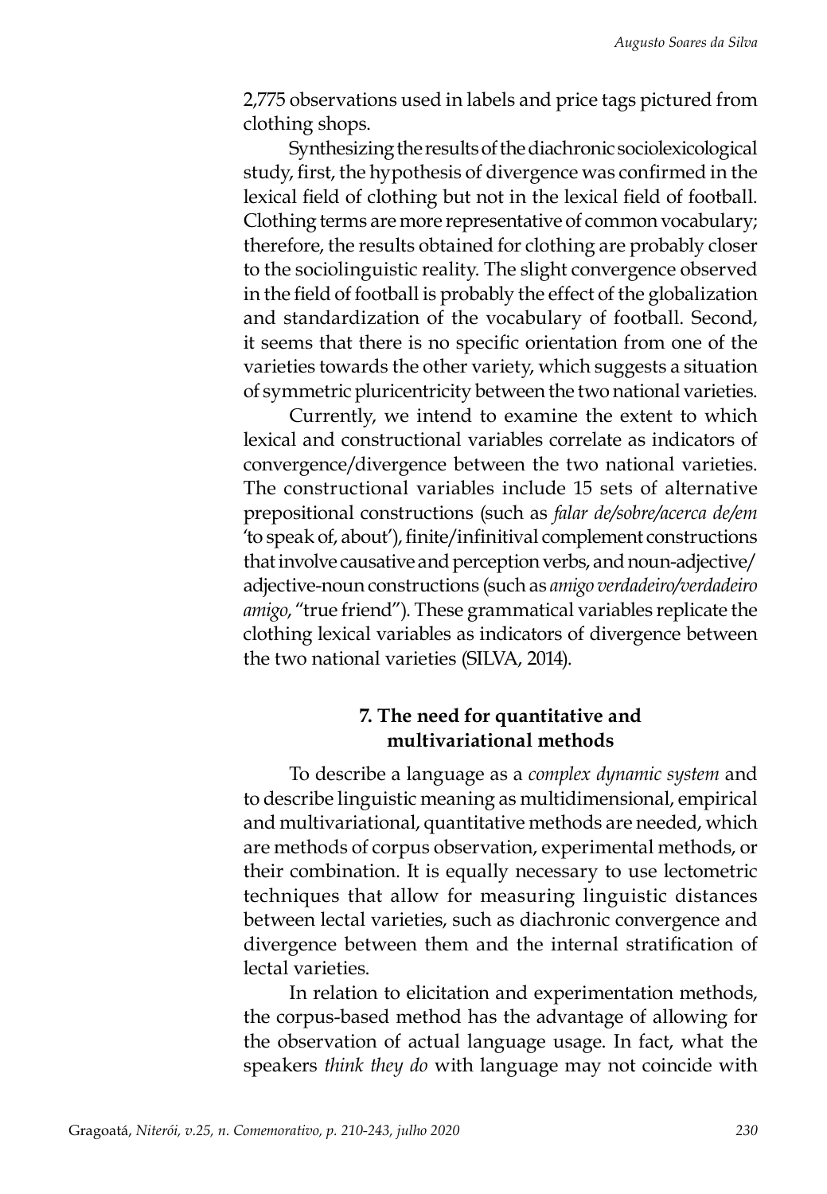2,775 observations used in labels and price tags pictured from clothing shops.

Synthesizing the results of the diachronic sociolexicological study, first, the hypothesis of divergence was confirmed in the lexical field of clothing but not in the lexical field of football. Clothing terms are more representative of common vocabulary; therefore, the results obtained for clothing are probably closer to the sociolinguistic reality. The slight convergence observed in the field of football is probably the effect of the globalization and standardization of the vocabulary of football. Second, it seems that there is no specific orientation from one of the varieties towards the other variety, which suggests a situation of symmetric pluricentricity between the two national varieties.

Currently, we intend to examine the extent to which lexical and constructional variables correlate as indicators of convergence/divergence between the two national varieties. The constructional variables include 15 sets of alternative prepositional constructions (such as *falar de/sobre/acerca de/em* 'to speak of, about'), finite/infinitival complement constructions that involve causative and perception verbs, and noun-adjective/adjective-noun constructions (such as *amigo verdadeiro/verdadeiro amigo*, "true friend"). These grammatical variables replicate the clothing lexical variables as indicators of divergence between the two national varieties (SILVA, 2014).

## 7. The need for quantitative and multivariational methods

To describe a language as a *complex dynamic system* and to describe linguistic meaning as multidimensional, empirical and multivariational, quantitative methods are needed, which are methods of corpus observation, experimental methods, or their combination. It is equally necessary to use lectometric techniques that allow for measuring linguistic distances between lectal varieties, such as diachronic convergence and divergence between them and the internal stratification of lectal varieties.

In relation to elicitation and experimentation methods, the corpus-based method has the advantage of allowing for the observation of actual language usage. In fact, what the speakers *think they do* with language may not coincide with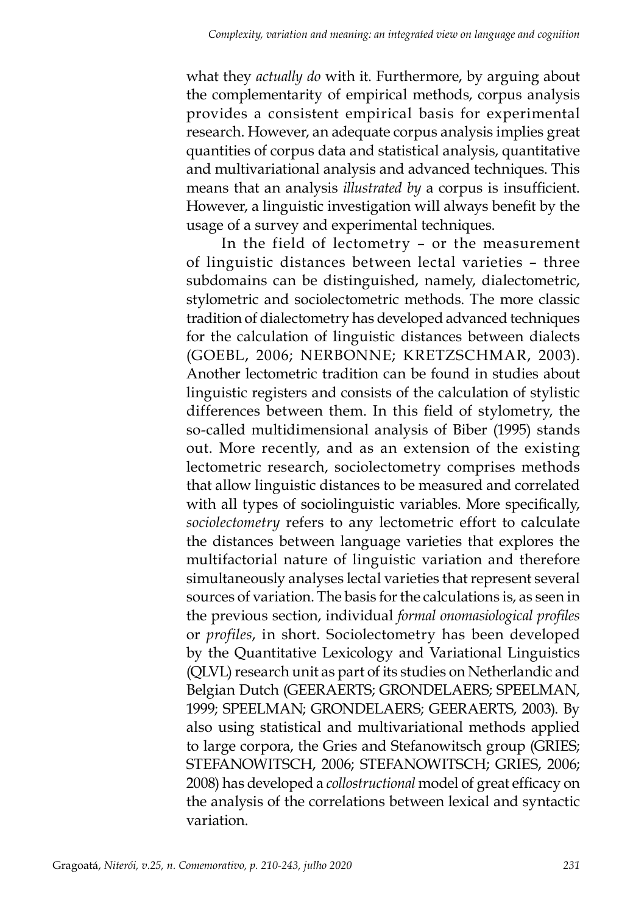what they *actually do* with it. Furthermore, by arguing about the complementarity of empirical methods, corpus analysis provides a consistent empirical basis for experimental research. However, an adequate corpus analysis implies great quantities of corpus data and statistical analysis, quantitative and multivariational analysis and advanced techniques. This means that an analysis *illustrated by* a corpus is insufficient. However, a linguistic investigation will always benefit by the usage of a survey and experimental techniques.

In the field of lectometry – or the measurement of linguistic distances between lectal varieties – three subdomains can be distinguished, namely, dialectometric, stylometric and sociolectometric methods. The more classic tradition of dialectometry has developed advanced techniques for the calculation of linguistic distances between dialects (GOEBL, 2006; NERBONNE; KRETZSCHMAR, 2003). Another lectometric tradition can be found in studies about linguistic registers and consists of the calculation of stylistic differences between them. In this field of stylometry, the so-called multidimensional analysis of Biber (1995) stands out. More recently, and as an extension of the existing lectometric research, sociolectometry comprises methods that allow linguistic distances to be measured and correlated with all types of sociolinguistic variables. More specifically, *sociolectometry* refers to any lectometric effort to calculate the distances between language varieties that explores the multifactorial nature of linguistic variation and therefore simultaneously analyses lectal varieties that represent several sources of variation. The basis for the calculations is, as seen in the previous section, individual *formal onomasiological profiles* or *profiles*, in short. Sociolectometry has been developed by the Quantitative Lexicology and Variational Linguistics (QLVL) research unit as part of its studies on Netherlandic and Belgian Dutch (GEERAERTS; GRONDELAERS; SPEELMAN, 1999; SPEELMAN; GRONDELAERS; GEERAERTS, 2003). By also using statistical and multivariational methods applied to large corpora, the Gries and Stefanowitsch group (GRIES; STEFANOWITSCH, 2006; STEFANOWITSCH; GRIES, 2006; 2008) has developed a *collostructional* model of great efficacy on the analysis of the correlations between lexical and syntactic variation.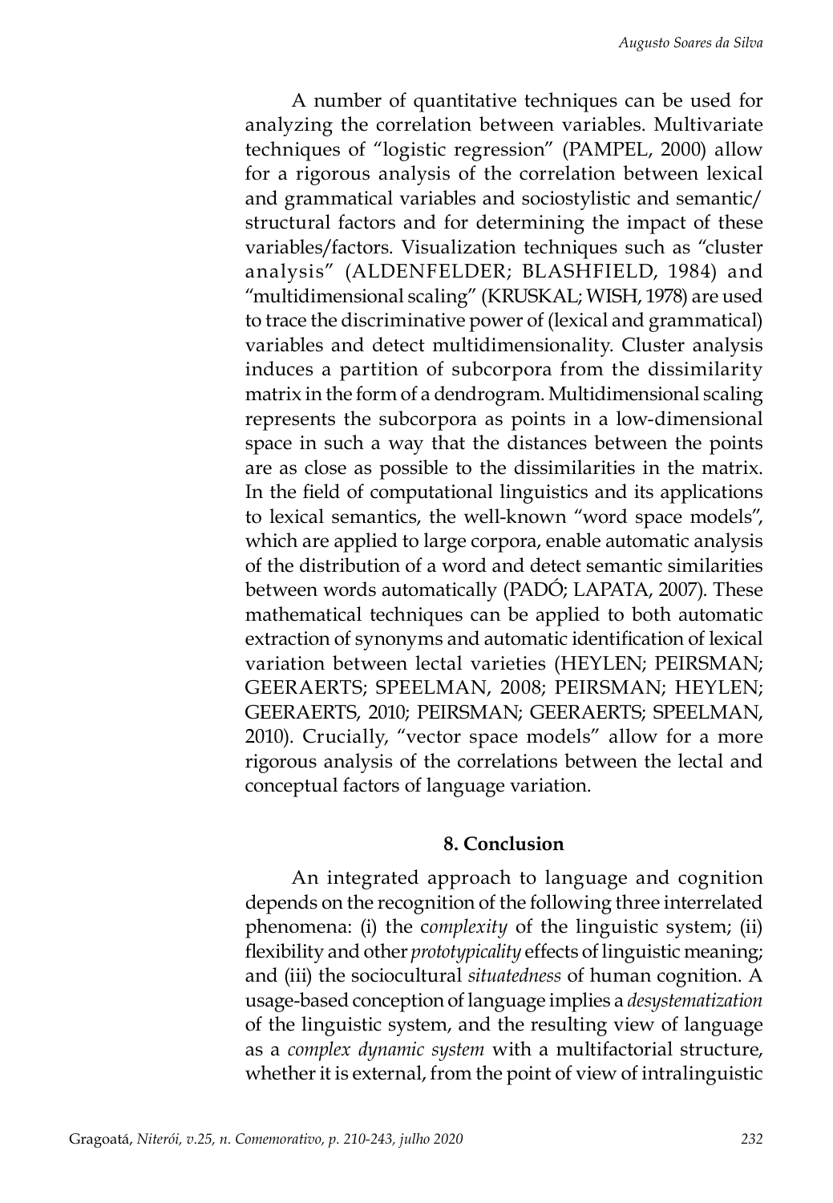A number of quantitative techniques can be used for analyzing the correlation between variables. Multivariate techniques of "logistic regression" (PAMPEL, 2000) allow for a rigorous analysis of the correlation between lexical and grammatical variables and sociostylistic and semantic/structural factors and for determining the impact of these variables/factors. Visualization techniques such as "cluster analysis" (ALDENFELDER; BLASHFIELD, 1984) and "multidimensional scaling" (KRUSKAL; WISH, 1978) are used to trace the discriminative power of (lexical and grammatical) variables and detect multidimensionality. Cluster analysis induces a partition of subcorpora from the dissimilarity matrix in the form of a dendrogram. Multidimensional scaling represents the subcorpora as points in a low-dimensional space in such a way that the distances between the points are as close as possible to the dissimilarities in the matrix. In the field of computational linguistics and its applications to lexical semantics, the well-known "word space models", which are applied to large corpora, enable automatic analysis of the distribution of a word and detect semantic similarities between words automatically (PADÓ; LAPATA, 2007). These mathematical techniques can be applied to both automatic extraction of synonyms and automatic identification of lexical variation between lectal varieties (HEYLEN; PEIRSMAN; GEERAERTS; SPEELMAN, 2008; PEIRSMAN; HEYLEN; GEERAERTS, 2010; PEIRSMAN; GEERAERTS; SPEELMAN, 2010). Crucially, "vector space models" allow for a more rigorous analysis of the correlations between the lectal and conceptual factors of language variation.

## 8. Conclusion

An integrated approach to language and cognition depends on the recognition of the following three interrelated phenomena: (i) the *complexity* of the linguistic system; (ii) flexibility and other *prototypicality* effects of linguistic meaning; and (iii) the sociocultural *situatedness* of human cognition. A usage-based conception of language implies a *desystematization* of the linguistic system, and the resulting view of language as a *complex dynamic system* with a multifactorial structure, whether it is external, from the point of view of intralinguistic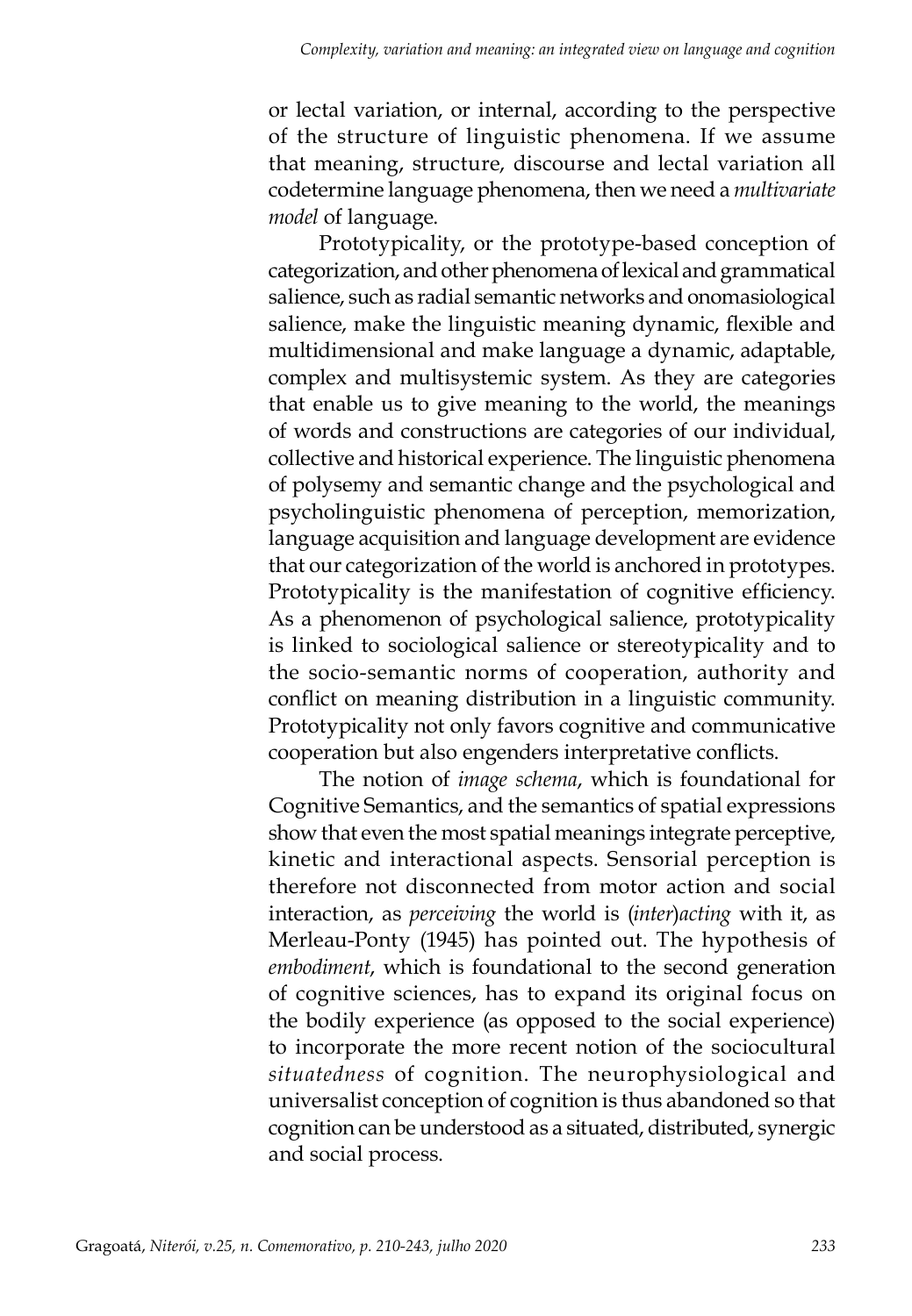or lectal variation, or internal, according to the perspective of the structure of linguistic phenomena. If we assume that meaning, structure, discourse and lectal variation all codetermine language phenomena, then we need a *multivariate model* of language.

Prototypicality, or the prototype-based conception of categorization, and other phenomena of lexical and grammatical salience, such as radial semantic networks and onomasiological salience, make the linguistic meaning dynamic, flexible and multidimensional and make language a dynamic, adaptable, complex and multisystemic system. As they are categories that enable us to give meaning to the world, the meanings of words and constructions are categories of our individual, collective and historical experience. The linguistic phenomena of polysemy and semantic change and the psychological and psycholinguistic phenomena of perception, memorization, language acquisition and language development are evidence that our categorization of the world is anchored in prototypes. Prototypicality is the manifestation of cognitive efficiency. As a phenomenon of psychological salience, prototypicality is linked to sociological salience or stereotypicality and to the socio-semantic norms of cooperation, authority and conflict on meaning distribution in a linguistic community. Prototypicality not only favors cognitive and communicative cooperation but also engenders interpretative conflicts.

The notion of *image schema*, which is foundational for Cognitive Semantics, and the semantics of spatial expressions show that even the most spatial meanings integrate perceptive, kinetic and interactional aspects. Sensorial perception is therefore not disconnected from motor action and social interaction, as *perceiving* the world is (*inter*)*acting* with it, as Merleau-Ponty (1945) has pointed out. The hypothesis of *embodiment*, which is foundational to the second generation of cognitive sciences, has to expand its original focus on the bodily experience (as opposed to the social experience) to incorporate the more recent notion of the sociocultural *situatedness* of cognition. The neurophysiological and universalist conception of cognition is thus abandoned so that cognition can be understood as a situated, distributed, synergic and social process.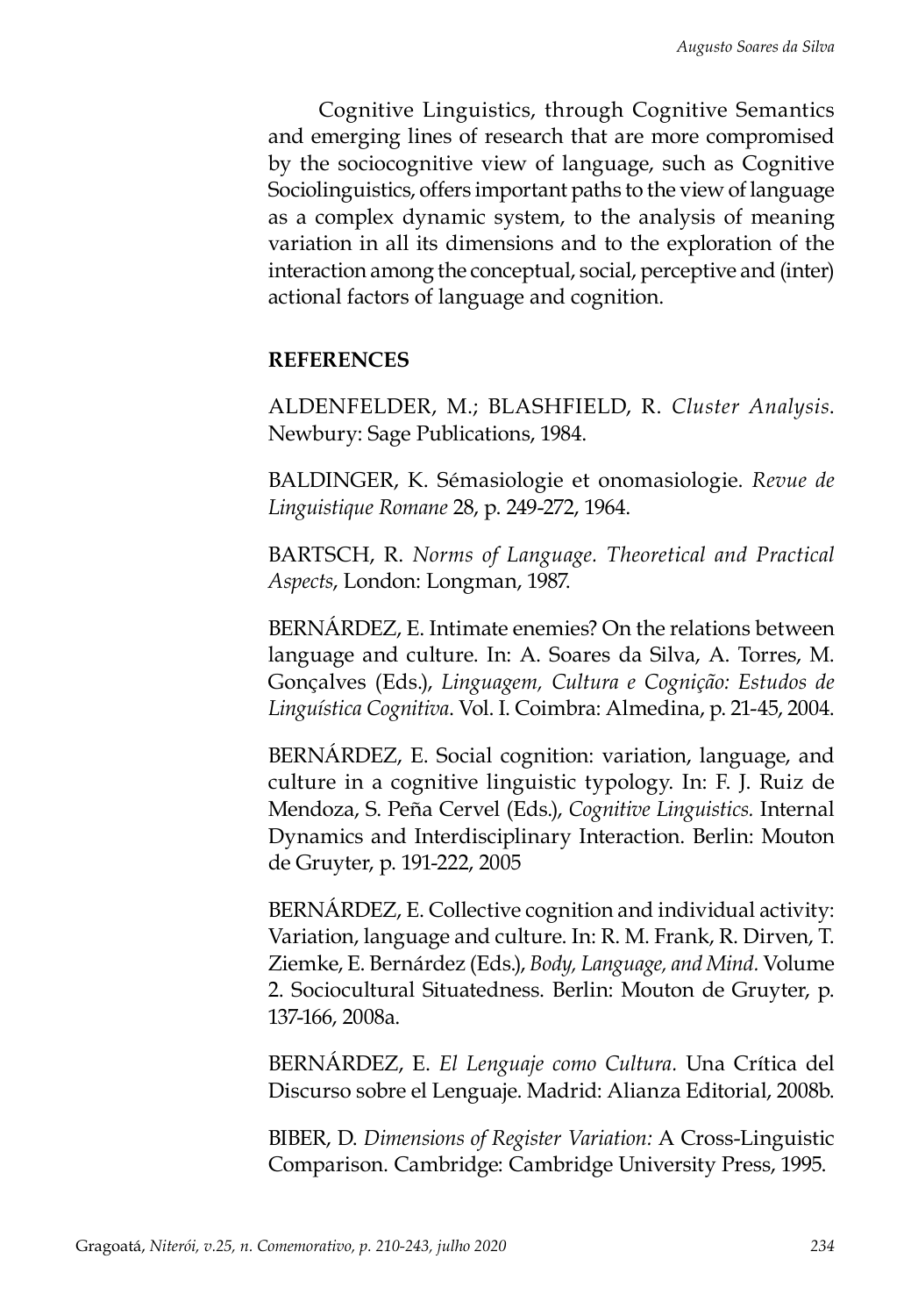Cognitive Linguistics, through Cognitive Semantics and emerging lines of research that are more compromised by the sociocognitive view of language, such as Cognitive Sociolinguistics, offers important paths to the view of language as a complex dynamic system, to the analysis of meaning variation in all its dimensions and to the exploration of the interaction among the conceptual, social, perceptive and (inter) actional factors of language and cognition.

## REFERENCES

ALDENFELDER, M.; BLASHFIELD, R. *Cluster Analysis*. Newbury: Sage Publications, 1984.

BALDINGER, K. Sémasiologie et onomasiologie. *Revue de Linguistique Romane* 28, p. 249-272, 1964.

BARTSCH, R. *Norms of Language. Theoretical and Practical Aspects*, London: Longman, 1987.

BERNÁRDEZ, E. Intimate enemies? On the relations between language and culture. In: A. Soares da Silva, A. Torres, M. Gonçalves (Eds.), *Linguagem, Cultura e Cognição: Estudos de Linguística Cognitiva*. Vol. I. Coimbra: Almedina, p. 21-45, 2004.

BERNÁRDEZ, E. Social cognition: variation, language, and culture in a cognitive linguistic typology. In: F. J. Ruiz de Mendoza, S. Peña Cervel (Eds.), *Cognitive Linguistics.* Internal Dynamics and Interdisciplinary Interaction. Berlin: Mouton de Gruyter, p. 191-222, 2005

BERNÁRDEZ, E. Collective cognition and individual activity: Variation, language and culture. In: R. M. Frank, R. Dirven, T. Ziemke, E. Bernárdez (Eds.), *Body, Language, and Mind.* Volume 2. Sociocultural Situatedness. Berlin: Mouton de Gruyter, p. 137-166, 2008a.

BERNÁRDEZ, E. *El Lenguaje como Cultura*. Una Crítica del Discurso sobre el Lenguaje. Madrid: Alianza Editorial, 2008b.

BIBER, D. *Dimensions of Register Variation:* A Cross-Linguistic Comparison. Cambridge: Cambridge University Press, 1995.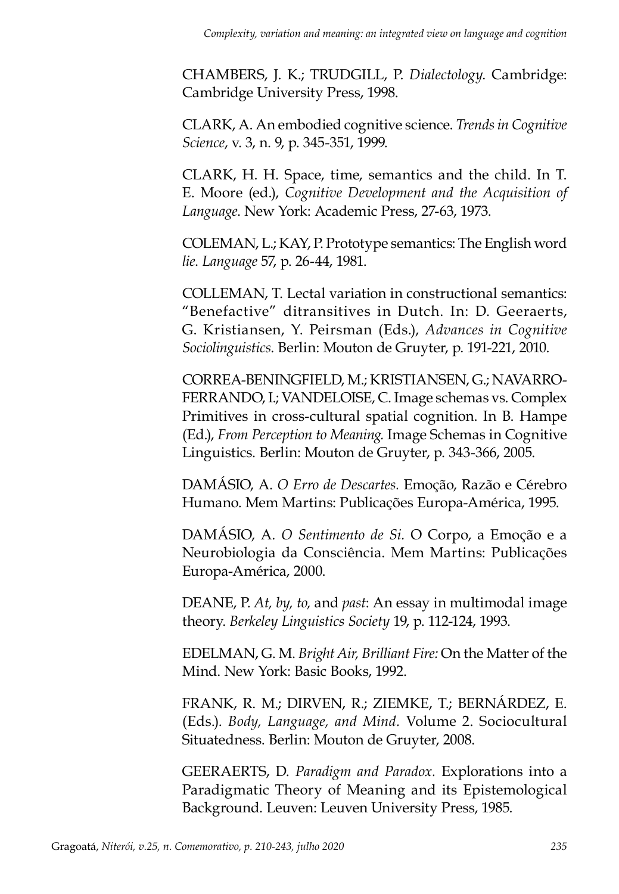CHAMBERS, J. K.; TRUDGILL, P. *Dialectology*. Cambridge: Cambridge University Press, 1998.

CLARK, A. An embodied cognitive science. *Trends in Cognitive Science*, v. 3, n. 9, p. 345-351, 1999.

CLARK, H. H. Space, time, semantics and the child. In T. E. Moore (ed.), *Cognitive Development and the Acquisition of Language*. New York: Academic Press, 27-63, 1973.

COLEMAN, L.; KAY, P. Prototype semantics: The English word *lie*. *Language* 57, p. 26-44, 1981.

COLLEMAN, T. Lectal variation in constructional semantics: "Benefactive" ditransitives in Dutch. In: D. Geeraerts, G. Kristiansen, Y. Peirsman (Eds.), *Advances in Cognitive Sociolinguistics*. Berlin: Mouton de Gruyter, p. 191-221, 2010.

CORREA-BENINGFIELD, M.; KRISTIANSEN, G.; NAVARRO-FERRANDO, I.; VANDELOISE, C. Image schemas vs. Complex Primitives in cross-cultural spatial cognition. In B. Hampe (Ed.), *From Perception to Meaning*. Image Schemas in Cognitive Linguistics. Berlin: Mouton de Gruyter, p. 343-366, 2005.

DAMÁSIO, A. *O Erro de Descartes*. Emoção, Razão e Cérebro Humano. Mem Martins: Publicações Europa-América, 1995.

DAMÁSIO, A. *O Sentimento de Si*. O Corpo, a Emoção e a Neurobiologia da Consciência. Mem Martins: Publicações Europa-América, 2000.

DEANE, P. *At, by, to,* and *past*: An essay in multimodal image theory. *Berkeley Linguistics Society* 19, p. 112-124, 1993.

EDELMAN, G. M. *Bright Air, Brilliant Fire:* On the Matter of the Mind. New York: Basic Books, 1992.

FRANK, R. M.; DIRVEN, R.; ZIEMKE, T.; BERNÁRDEZ, E. (Eds.). *Body, Language, and Mind*. Volume 2. Sociocultural Situatedness. Berlin: Mouton de Gruyter, 2008.

GEERAERTS, D. *Paradigm and Paradox*. Explorations into a Paradigmatic Theory of Meaning and its Epistemological Background. Leuven: Leuven University Press, 1985.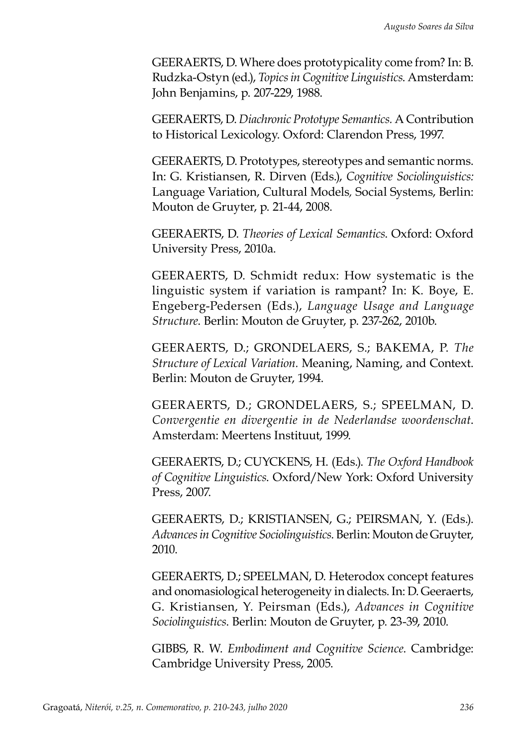GEERAERTS, D. Where does prototypicality come from? In: B. Rudzka-Ostyn (ed.), *Topics in Cognitive Linguistics*. Amsterdam: John Benjamins, p. 207-229, 1988.

GEERAERTS, D. *Diachronic Prototype Semantics.* A Contribution to Historical Lexicology. Oxford: Clarendon Press, 1997.

GEERAERTS, D. Prototypes, stereotypes and semantic norms. In: G. Kristiansen, R. Dirven (Eds.), *Cognitive Sociolinguistics:* Language Variation, Cultural Models, Social Systems, Berlin: Mouton de Gruyter, p. 21-44, 2008.

GEERAERTS, D. *Theories of Lexical Semantics*. Oxford: Oxford University Press, 2010a.

GEERAERTS, D. Schmidt redux: How systematic is the linguistic system if variation is rampant? In: K. Boye, E. Engeberg-Pedersen (Eds.), *Language Usage and Language Structure*. Berlin: Mouton de Gruyter, p. 237-262, 2010b.

GEERAERTS, D.; GRONDELAERS, S.; BAKEMA, P. *The Structure of Lexical Variation.* Meaning, Naming, and Context. Berlin: Mouton de Gruyter, 1994.

GEERAERTS, D.; GRONDELAERS, S.; SPEELMAN, D. *Convergentie en divergentie in de Nederlandse woordenschat*. Amsterdam: Meertens Instituut, 1999.

GEERAERTS, D.; CUYCKENS, H. (Eds.). *The Oxford Handbook of Cognitive Linguistics*. Oxford/New York: Oxford University Press, 2007.

GEERAERTS, D.; KRISTIANSEN, G.; PEIRSMAN, Y. (Eds.). *Advances in Cognitive Sociolinguistics*. Berlin: Mouton de Gruyter, 2010.

GEERAERTS, D.; SPEELMAN, D. Heterodox concept features and onomasiological heterogeneity in dialects. In: D. Geeraerts, G. Kristiansen, Y. Peirsman (Eds.), *Advances in Cognitive Sociolinguistics*. Berlin: Mouton de Gruyter, p. 23-39, 2010.

GIBBS, R. W. *Embodiment and Cognitive Science*. Cambridge: Cambridge University Press, 2005.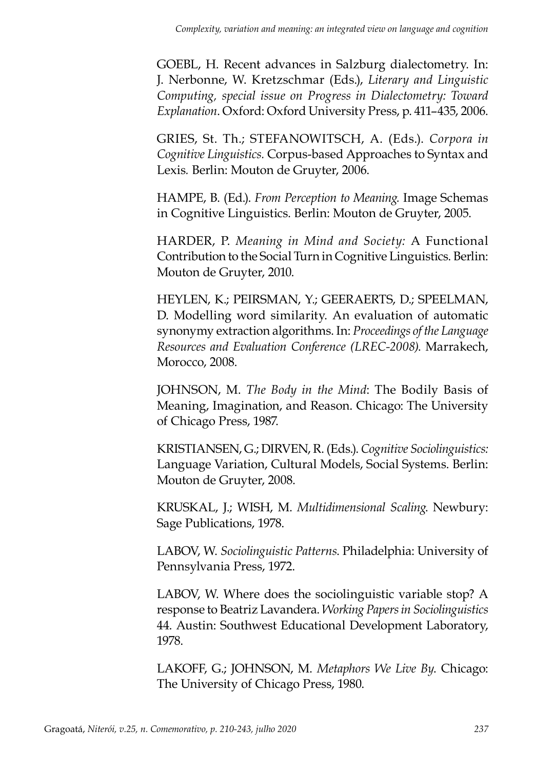GOEBL, H. Recent advances in Salzburg dialectometry. In: J. Nerbonne, W. Kretzschmar (Eds.), *Literary and Linguistic Computing, special issue on Progress in Dialectometry: Toward Explanation*. Oxford: Oxford University Press, p. 411–435, 2006.

GRIES, St. Th.; STEFANOWITSCH, A. (Eds.). *Corpora in Cognitive Linguistics.* Corpus-based Approaches to Syntax and Lexis. Berlin: Mouton de Gruyter, 2006.

HAMPE, B. (Ed.). *From Perception to Meaning.* Image Schemas in Cognitive Linguistics. Berlin: Mouton de Gruyter, 2005.

HARDER, P. *Meaning in Mind and Society:* A Functional Contribution to the Social Turn in Cognitive Linguistics. Berlin: Mouton de Gruyter, 2010.

HEYLEN, K.; PEIRSMAN, Y.; GEERAERTS, D.; SPEELMAN, D. Modelling word similarity. An evaluation of automatic synonymy extraction algorithms. In: *Proceedings of the Language Resources and Evaluation Conference (LREC-2008)*. Marrakech, Morocco, 2008.

JOHNSON, M. *The Body in the Mind*: The Bodily Basis of Meaning, Imagination, and Reason. Chicago: The University of Chicago Press, 1987.

KRISTIANSEN, G.; DIRVEN, R. (Eds.). *Cognitive Sociolinguistics:* Language Variation, Cultural Models, Social Systems. Berlin: Mouton de Gruyter, 2008.

KRUSKAL, J.; WISH, M. *Multidimensional Scaling*. Newbury: Sage Publications, 1978.

LABOV, W. *Sociolinguistic Patterns*. Philadelphia: University of Pennsylvania Press, 1972.

LABOV, W. Where does the sociolinguistic variable stop? A response to Beatriz Lavandera. *Working Papers in Sociolinguistics* 44. Austin: Southwest Educational Development Laboratory, 1978.

LAKOFF, G.; JOHNSON, M. *Metaphors We Live By*. Chicago: The University of Chicago Press, 1980.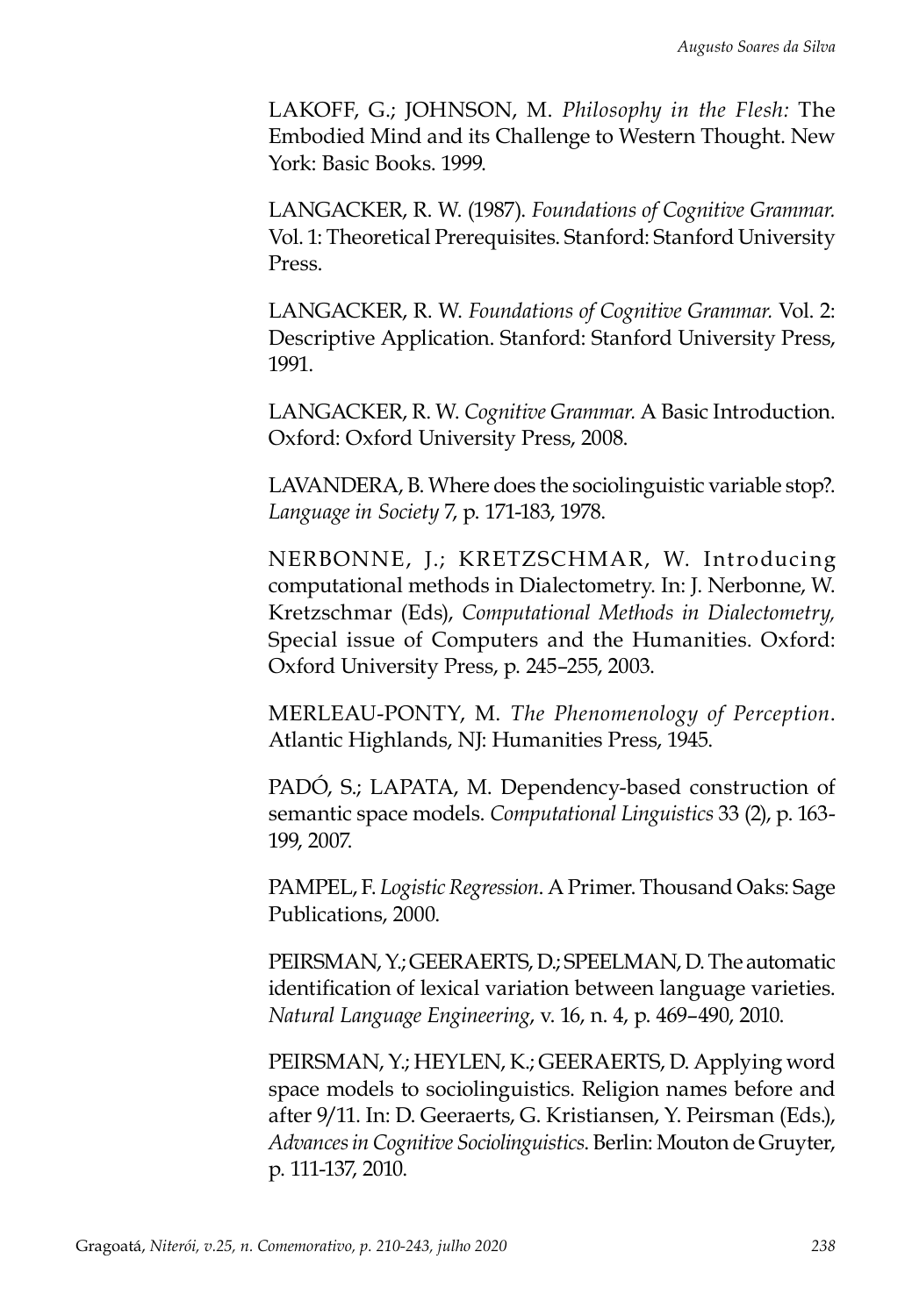LAKOFF, G.; JOHNSON, M. *Philosophy in the Flesh:* The Embodied Mind and its Challenge to Western Thought. New York: Basic Books. 1999.

LANGACKER, R. W. (1987). *Foundations of Cognitive Grammar.* Vol. 1: Theoretical Prerequisites. Stanford: Stanford University Press.

LANGACKER, R. W. *Foundations of Cognitive Grammar.* Vol. 2: Descriptive Application. Stanford: Stanford University Press, 1991.

LANGACKER, R. W. *Cognitive Grammar.* A Basic Introduction. Oxford: Oxford University Press, 2008.

LAVANDERA, B. Where does the sociolinguistic variable stop?. *Language in Society* 7, p. 171-183, 1978.

NERBONNE, J.; KRETZSCHMAR, W. Introducing computational methods in Dialectometry. In: J. Nerbonne, W. Kretzschmar (Eds), *Computational Methods in Dialectometry,* Special issue of Computers and the Humanities. Oxford: Oxford University Press, p. 245–255, 2003.

MERLEAU-PONTY, M. *The Phenomenology of Perception*. Atlantic Highlands, NJ: Humanities Press, 1945.

PADÓ, S.; LAPATA, M. Dependency-based construction of semantic space models. *Computational Linguistics* 33 (2), p. 163-199, 2007.

PAMPEL, F. *Logistic Regression*. A Primer. Thousand Oaks: Sage Publications, 2000.

PEIRSMAN, Y.; GEERAERTS, D.; SPEELMAN, D. The automatic identification of lexical variation between language varieties. *Natural Language Engineering*, v. 16, n. 4, p. 469–490, 2010.

PEIRSMAN, Y.; HEYLEN, K.; GEERAERTS, D. Applying word space models to sociolinguistics. Religion names before and after 9/11. In: D. Geeraerts, G. Kristiansen, Y. Peirsman (Eds.), *Advances in Cognitive Sociolinguistics*. Berlin: Mouton de Gruyter, p. 111-137, 2010.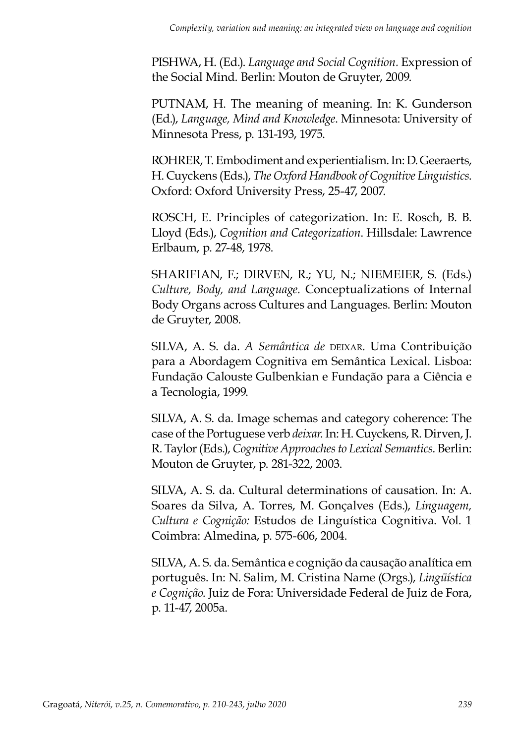PISHWA, H. (Ed.). *Language and Social Cognition*. Expression of the Social Mind. Berlin: Mouton de Gruyter, 2009.

PUTNAM, H. The meaning of meaning. In: K. Gunderson (Ed.), *Language, Mind and Knowledge*. Minnesota: University of Minnesota Press, p. 131-193, 1975.

ROHRER, T. Embodiment and experientialism. In: D. Geeraerts, H. Cuyckens (Eds.), *The Oxford Handbook of Cognitive Linguistics*. Oxford: Oxford University Press, 25-47, 2007.

ROSCH, E. Principles of categorization. In: E. Rosch, B. B. Lloyd (Eds.), *Cognition and Categorization*. Hillsdale: Lawrence Erlbaum, p. 27-48, 1978.

SHARIFIAN, F.; DIRVEN, R.; YU, N.; NIEMEIER, S. (Eds.) *Culture, Body, and Language*. Conceptualizations of Internal Body Organs across Cultures and Languages. Berlin: Mouton de Gruyter, 2008.

SILVA, A. S. da. *A Semântica de* DEIXAR. Uma Contribuição para a Abordagem Cognitiva em Semântica Lexical. Lisboa: Fundação Calouste Gulbenkian e Fundação para a Ciência e a Tecnologia, 1999.

SILVA, A. S. da. Image schemas and category coherence: The case of the Portuguese verb *deixar*. In: H. Cuyckens, R. Dirven, J. R. Taylor (Eds.), *Cognitive Approaches to Lexical Semantics*. Berlin: Mouton de Gruyter, p. 281-322, 2003.

SILVA, A. S. da. Cultural determinations of causation. In: A. Soares da Silva, A. Torres, M. Gonçalves (Eds.), *Linguagem, Cultura e Cognição:* Estudos de Linguística Cognitiva. Vol. 1 Coimbra: Almedina, p. 575-606, 2004.

SILVA, A. S. da. Semântica e cognição da causação analítica em português. In: N. Salim, M. Cristina Name (Orgs.), *Lingüística e Cognição*. Juiz de Fora: Universidade Federal de Juiz de Fora, p. 11-47, 2005a.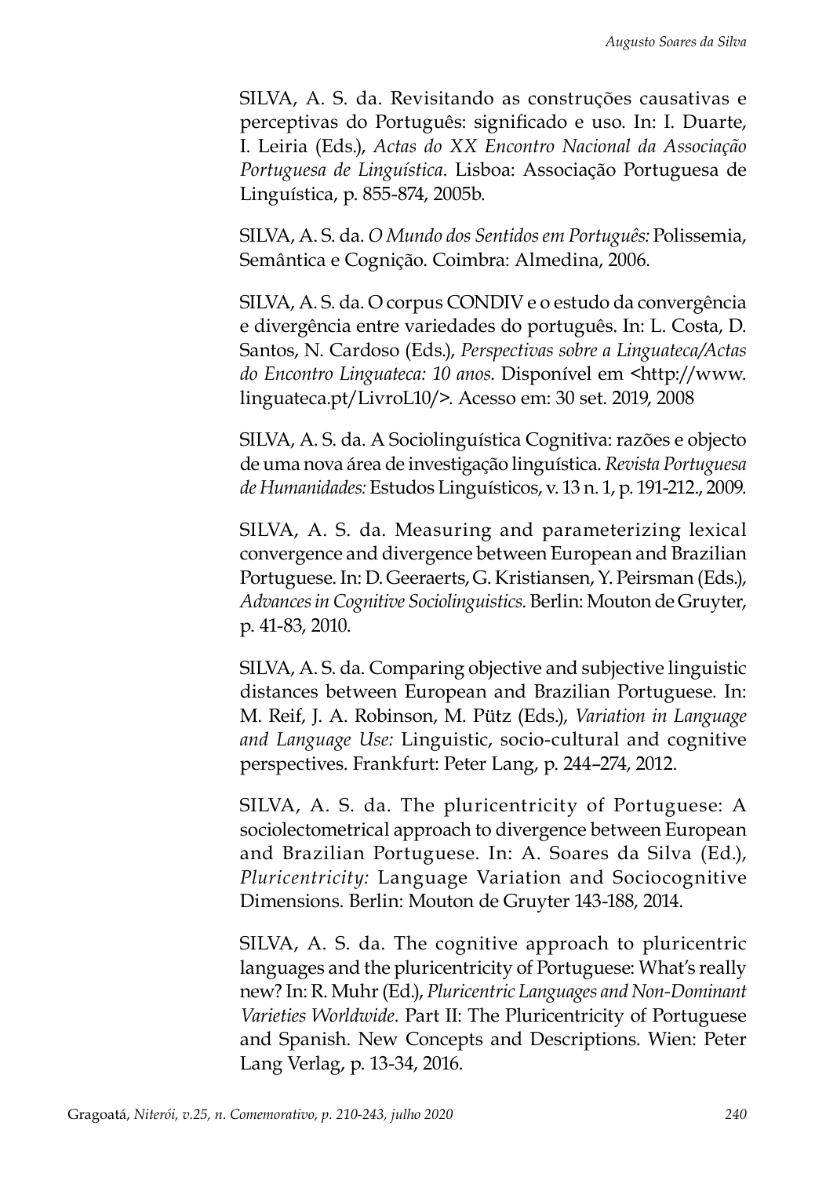SILVA, A. S. da. Revisitando as construções causativas e perceptivas do Português: significado e uso. In: I. Duarte, I. Leiria (Eds.), *Actas do XX Encontro Nacional da Associação Portuguesa de Linguística*. Lisboa: Associação Portuguesa de Linguística, p. 855-874, 2005b.

SILVA, A. S. da. *O Mundo dos Sentidos em Português:* Polissemia, Semântica e Cognição. Coimbra: Almedina, 2006.

SILVA, A. S. da. O corpus CONDIV e o estudo da convergência e divergência entre variedades do português. In: L. Costa, D. Santos, N. Cardoso (Eds.), *Perspectivas sobre a Linguateca/Actas do Encontro Linguateca: 10 anos*. Disponível em <http://www.linguateca.pt/LivroL10/>. Acesso em: 30 set. 2019, 2008

SILVA, A. S. da. A Sociolinguística Cognitiva: razões e objecto de uma nova área de investigação linguística. *Revista Portuguesa de Humanidades:* Estudos Linguísticos, v. 13 n. 1, p. 191-212., 2009.

SILVA, A. S. da. Measuring and parameterizing lexical convergence and divergence between European and Brazilian Portuguese. In: D. Geeraerts, G. Kristiansen, Y. Peirsman (Eds.), *Advances in Cognitive Sociolinguistics*. Berlin: Mouton de Gruyter, p. 41-83, 2010.

SILVA, A. S. da. Comparing objective and subjective linguistic distances between European and Brazilian Portuguese. In: M. Reif, J. A. Robinson, M. Pütz (Eds.), *Variation in Language and Language Use:* Linguistic, socio-cultural and cognitive perspectives. Frankfurt: Peter Lang, p. 244–274, 2012.

SILVA, A. S. da. The pluricentricity of Portuguese: A sociolectometrical approach to divergence between European and Brazilian Portuguese. In: A. Soares da Silva (Ed.), *Pluricentricity:* Language Variation and Sociocognitive Dimensions. Berlin: Mouton de Gruyter 143-188, 2014.

SILVA, A. S. da. The cognitive approach to pluricentric languages and the pluricentricity of Portuguese: What's really new? In: R. Muhr (Ed.), *Pluricentric Languages and Non-Dominant Varieties Worldwide.* Part II: The Pluricentricity of Portuguese and Spanish. New Concepts and Descriptions. Wien: Peter Lang Verlag, p. 13-34, 2016.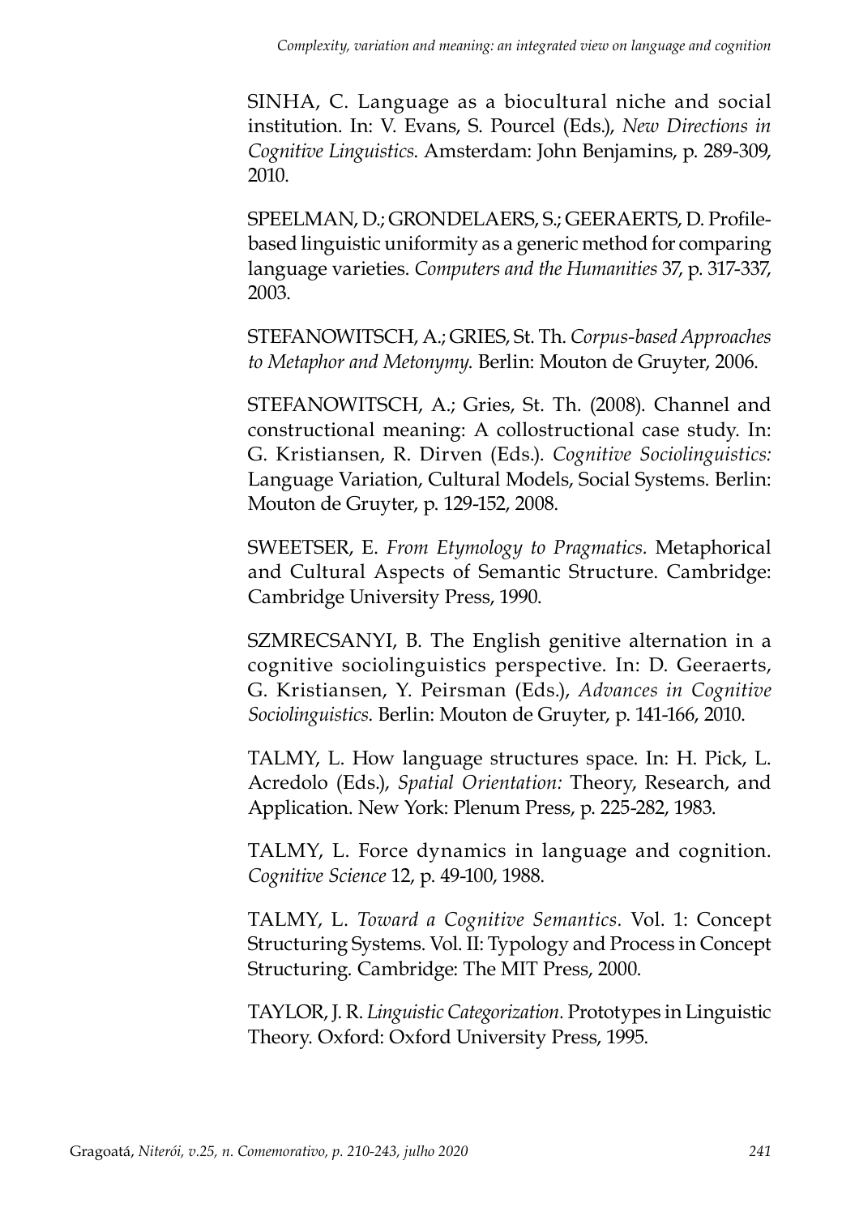SINHA, C. Language as a biocultural niche and social institution. In: V. Evans, S. Pourcel (Eds.), *New Directions in Cognitive Linguistics*. Amsterdam: John Benjamins, p. 289-309, 2010.

SPEELMAN, D.; GRONDELAERS, S.; GEERAERTS, D. Profile-based linguistic uniformity as a generic method for comparing language varieties. *Computers and the Humanities* 37, p. 317-337, 2003.

STEFANOWITSCH, A.; GRIES, St. Th. *Corpus-based Approaches to Metaphor and Metonymy*. Berlin: Mouton de Gruyter, 2006.

STEFANOWITSCH, A.; Gries, St. Th. (2008). Channel and constructional meaning: A collostructional case study. In: G. Kristiansen, R. Dirven (Eds.). *Cognitive Sociolinguistics:* Language Variation, Cultural Models, Social Systems. Berlin: Mouton de Gruyter, p. 129-152, 2008.

SWEETSER, E. *From Etymology to Pragmatics.* Metaphorical and Cultural Aspects of Semantic Structure. Cambridge: Cambridge University Press, 1990.

SZMRECSANYI, B. The English genitive alternation in a cognitive sociolinguistics perspective. In: D. Geeraerts, G. Kristiansen, Y. Peirsman (Eds.), *Advances in Cognitive Sociolinguistics*. Berlin: Mouton de Gruyter, p. 141-166, 2010.

TALMY, L. How language structures space. In: H. Pick, L. Acredolo (Eds.), *Spatial Orientation:* Theory, Research, and Application. New York: Plenum Press, p. 225-282, 1983.

TALMY, L. Force dynamics in language and cognition. *Cognitive Science* 12, p. 49-100, 1988.

TALMY, L. *Toward a Cognitive Semantics*. Vol. 1: Concept Structuring Systems. Vol. II: Typology and Process in Concept Structuring. Cambridge: The MIT Press, 2000.

TAYLOR, J. R. *Linguistic Categorization.* Prototypes in Linguistic Theory. Oxford: Oxford University Press, 1995.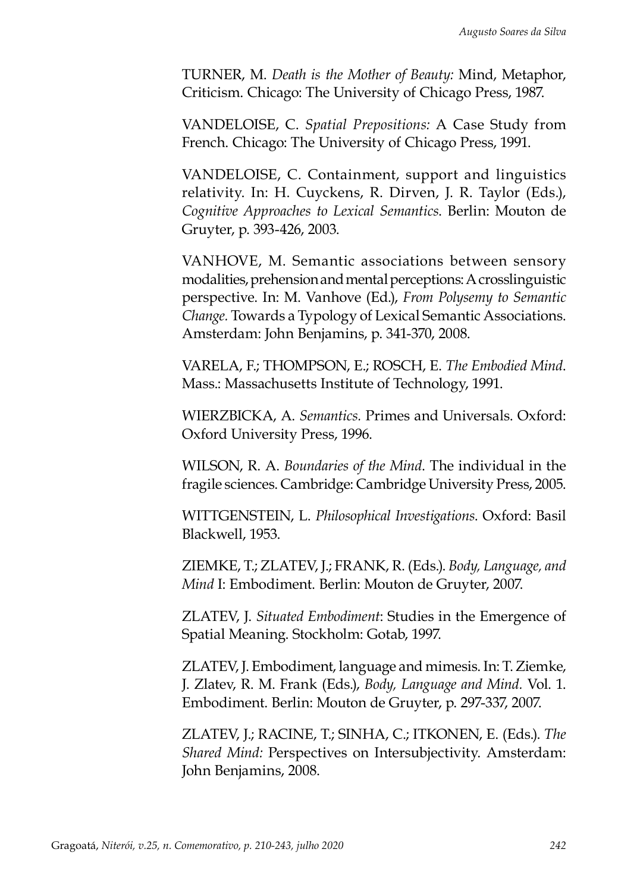TURNER, M. *Death is the Mother of Beauty:* Mind, Metaphor, Criticism. Chicago: The University of Chicago Press, 1987.

VANDELOISE, C. *Spatial Prepositions:* A Case Study from French. Chicago: The University of Chicago Press, 1991.

VANDELOISE, C. Containment, support and linguistics relativity. In: H. Cuyckens, R. Dirven, J. R. Taylor (Eds.), *Cognitive Approaches to Lexical Semantics*. Berlin: Mouton de Gruyter, p. 393-426, 2003.

VANHOVE, M. Semantic associations between sensory modalities, prehension and mental perceptions: A crosslinguistic perspective. In: M. Vanhove (Ed.), *From Polysemy to Semantic Change*. Towards a Typology of Lexical Semantic Associations. Amsterdam: John Benjamins, p. 341-370, 2008.

VARELA, F.; THOMPSON, E.; ROSCH, E. *The Embodied Mind*. Mass.: Massachusetts Institute of Technology, 1991.

WIERZBICKA, A. *Semantics*. Primes and Universals. Oxford: Oxford University Press, 1996.

WILSON, R. A. *Boundaries of the Mind*. The individual in the fragile sciences. Cambridge: Cambridge University Press, 2005.

WITTGENSTEIN, L. *Philosophical Investigations*. Oxford: Basil Blackwell, 1953.

ZIEMKE, T.; ZLATEV, J.; FRANK, R. (Eds.). *Body, Language, and Mind* I: Embodiment. Berlin: Mouton de Gruyter, 2007.

ZLATEV, J. *Situated Embodiment*: Studies in the Emergence of Spatial Meaning. Stockholm: Gotab, 1997.

ZLATEV, J. Embodiment, language and mimesis. In: T. Ziemke, J. Zlatev, R. M. Frank (Eds.), *Body, Language and Mind*. Vol. 1. Embodiment. Berlin: Mouton de Gruyter, p. 297-337, 2007.

ZLATEV, J.; RACINE, T.; SINHA, C.; ITKONEN, E. (Eds.). *The Shared Mind:* Perspectives on Intersubjectivity. Amsterdam: John Benjamins, 2008.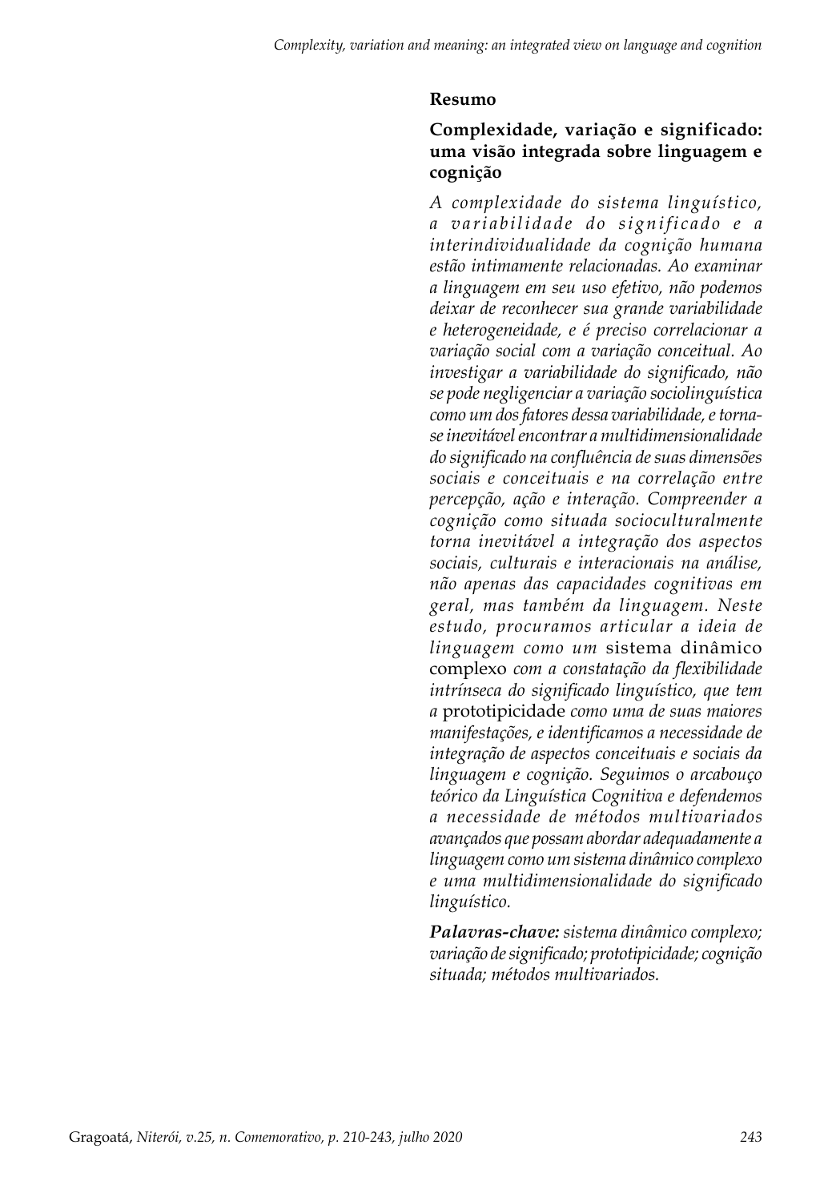**Resumo**

**Complexidade, variação e significado: uma visão integrada sobre linguagem e cognição**

*A complexidade do sistema linguístico, a variabilidade do significado e a interindividualidade da cognição humana estão intimamente relacionadas. Ao examinar a linguagem em seu uso efetivo, não podemos deixar de reconhecer sua grande variabilidade e heterogeneidade, e é preciso correlacionar a variação social com a variação conceitual. Ao investigar a variabilidade do significado, não se pode negligenciar a variação sociolinguística como um dos fatores dessa variabilidade, e torna-se inevitável encontrar a multidimensionalidade do significado na confluência de suas dimensões sociais e conceituais e na correlação entre percepção, ação e interação. Compreender a cognição como situada socioculturalmente torna inevitável a integração dos aspectos sociais, culturais e interacionais na análise, não apenas das capacidades cognitivas em geral, mas também da linguagem. Neste estudo, procuramos articular a ideia de linguagem como um* sistema dinâmico complexo *com a constatação da flexibilidade intrínseca do significado linguístico, que tem a* prototipicidade *como uma de suas maiores manifestações, e identificamos a necessidade de integração de aspectos conceituais e sociais da linguagem e cognição. Seguimos o arcabouço teórico da Linguística Cognitiva e defendemos a necessidade de métodos multivariados avançados que possam abordar adequadamente a linguagem como um sistema dinâmico complexo e uma multidimensionalidade do significado linguístico.*

***Palavras-chave:*** *sistema dinâmico complexo; variação de significado; prototipicidade; cognição situada; métodos multivariados.*